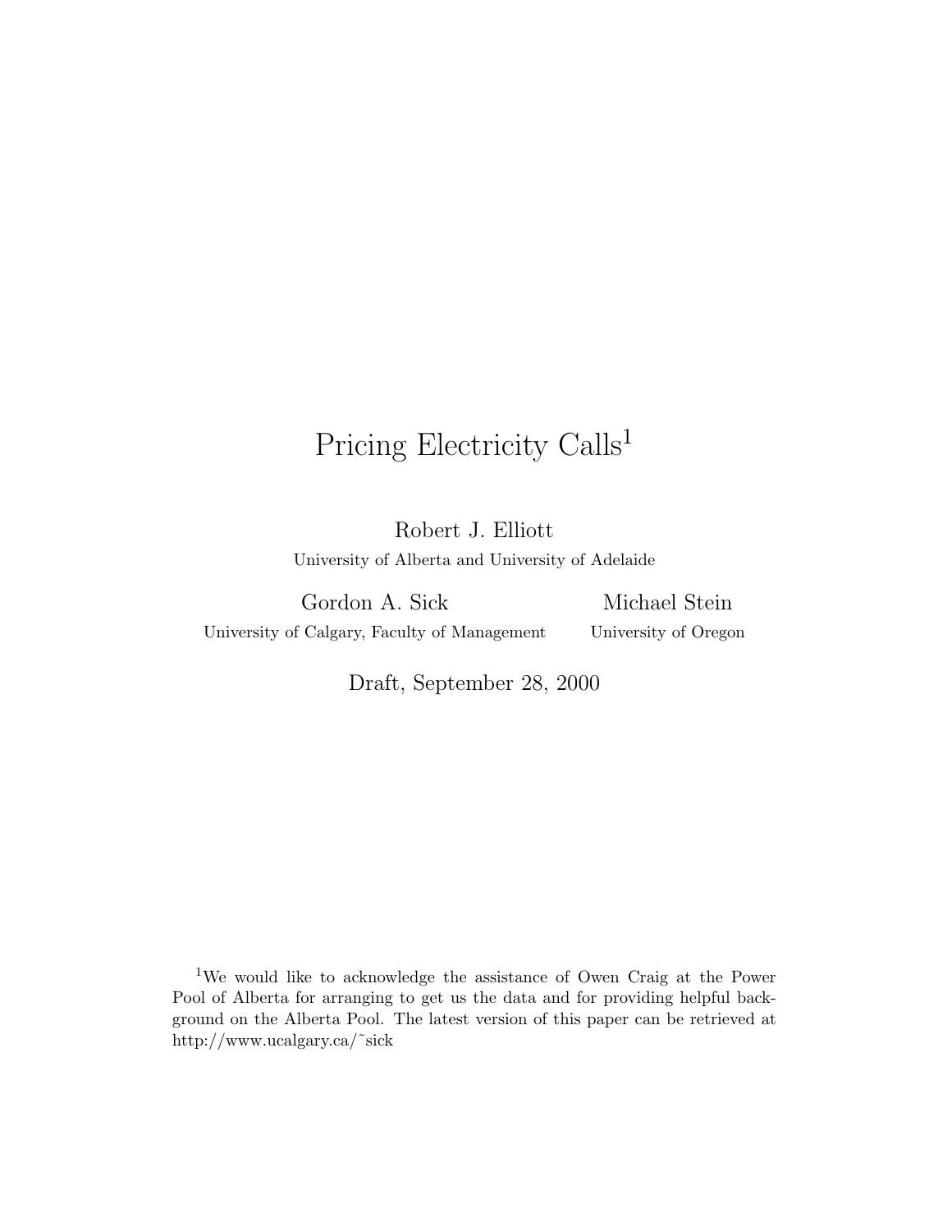# Pricing Electricity Calls[1]

Robert J. Elliott
University of Alberta and University of Adelaide

Gordon A. Sick
University of Calgary, Faculty of Management

Michael Stein
University of Oregon

Draft, September 28, 2000

[1] We would like to acknowledge the assistance of Owen Craig at the Power Pool of Alberta for arranging to get us the data and for providing helpful background on the Alberta Pool. The latest version of this paper can be retrieved at http://www.ucalgary.ca/˜sick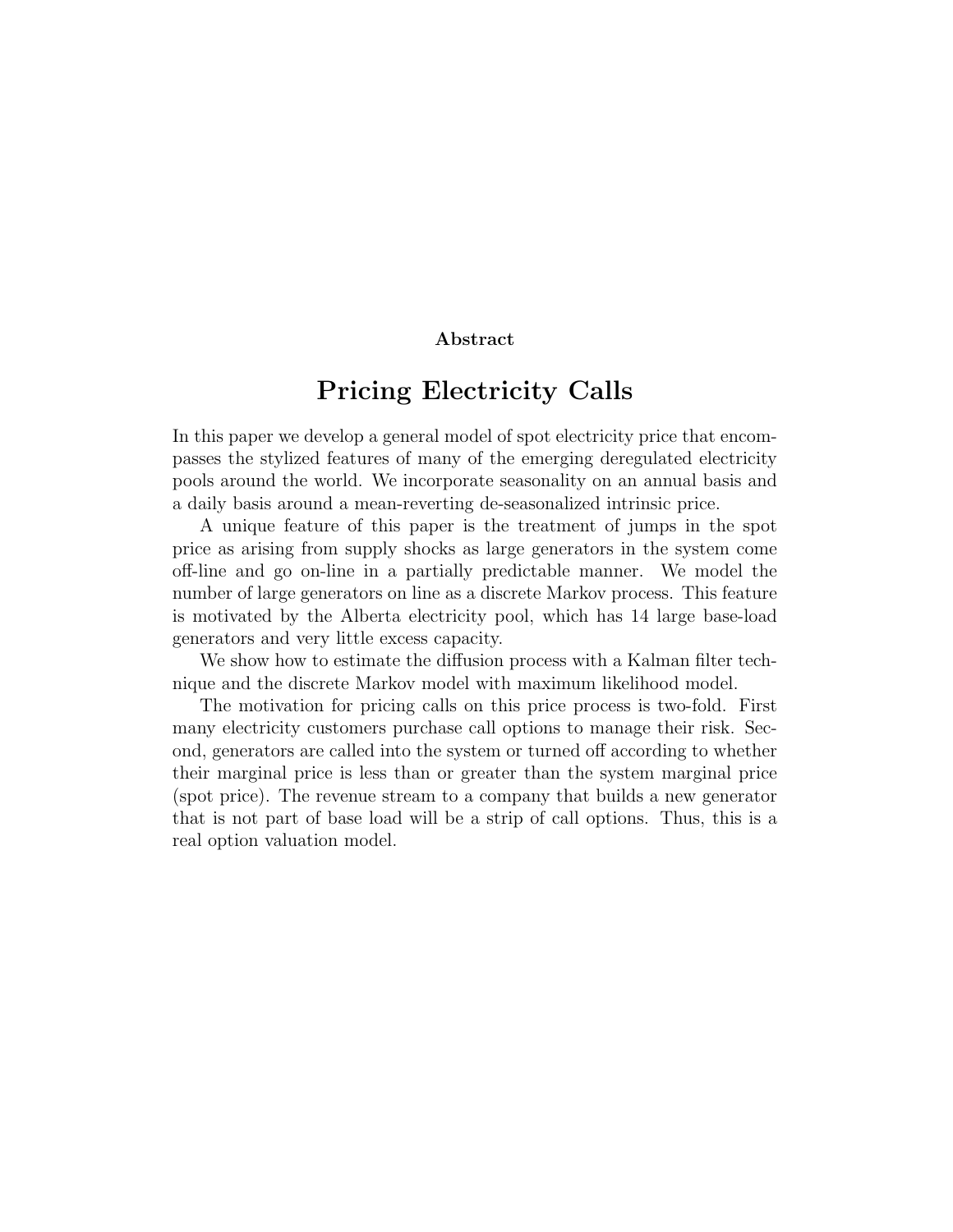**Abstract**

# Pricing Electricity Calls

In this paper we develop a general model of spot electricity price that encompasses the stylized features of many of the emerging deregulated electricity pools around the world. We incorporate seasonality on an annual basis and a daily basis around a mean-reverting de-seasonalized intrinsic price.

A unique feature of this paper is the treatment of jumps in the spot price as arising from supply shocks as large generators in the system come off-line and go on-line in a partially predictable manner. We model the number of large generators on line as a discrete Markov process. This feature is motivated by the Alberta electricity pool, which has 14 large base-load generators and very little excess capacity.

We show how to estimate the diffusion process with a Kalman filter technique and the discrete Markov model with maximum likelihood model.

The motivation for pricing calls on this price process is two-fold. First many electricity customers purchase call options to manage their risk. Second, generators are called into the system or turned off according to whether their marginal price is less than or greater than the system marginal price (spot price). The revenue stream to a company that builds a new generator that is not part of base load will be a strip of call options. Thus, this is a real option valuation model.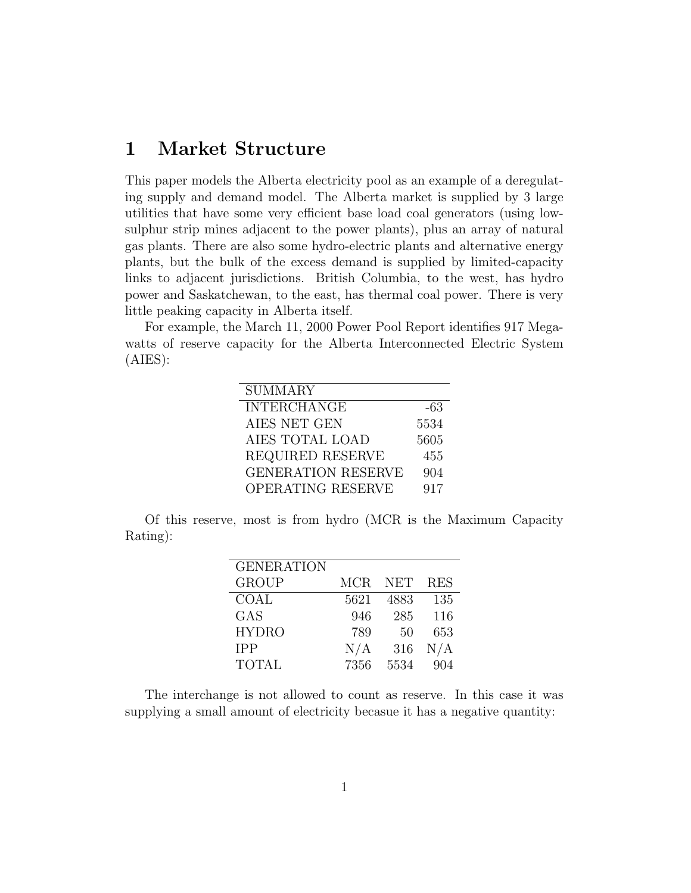# 1 Market Structure

This paper models the Alberta electricity pool as an example of a deregulating supply and demand model. The Alberta market is supplied by 3 large utilities that have some very efficient base load coal generators (using low-sulphur strip mines adjacent to the power plants), plus an array of natural gas plants. There are also some hydro-electric plants and alternative energy plants, but the bulk of the excess demand is supplied by limited-capacity links to adjacent jurisdictions. British Columbia, to the west, has hydro power and Saskatchewan, to the east, has thermal coal power. There is very little peaking capacity in Alberta itself.

For example, the March 11, 2000 Power Pool Report identifies 917 Megawatts of reserve capacity for the Alberta Interconnected Electric System (AIES):

| SUMMARY | |
|---|---|
| INTERCHANGE | -63 |
| AIES NET GEN | 5534 |
| AIES TOTAL LOAD | 5605 |
| REQUIRED RESERVE | 455 |
| GENERATION RESERVE | 904 |
| OPERATING RESERVE | 917 |

Of this reserve, most is from hydro (MCR is the Maximum Capacity Rating):

| GENERATION GROUP | MCR | NET | RES |
|---|---|---|---|
| COAL | 5621 | 4883 | 135 |
| GAS | 946 | 285 | 116 |
| HYDRO | 789 | 50 | 653 |
| IPP | N/A | 316 | N/A |
| TOTAL | 7356 | 5534 | 904 |

The interchange is not allowed to count as reserve. In this case it was supplying a small amount of electricity becasue it has a negative quantity: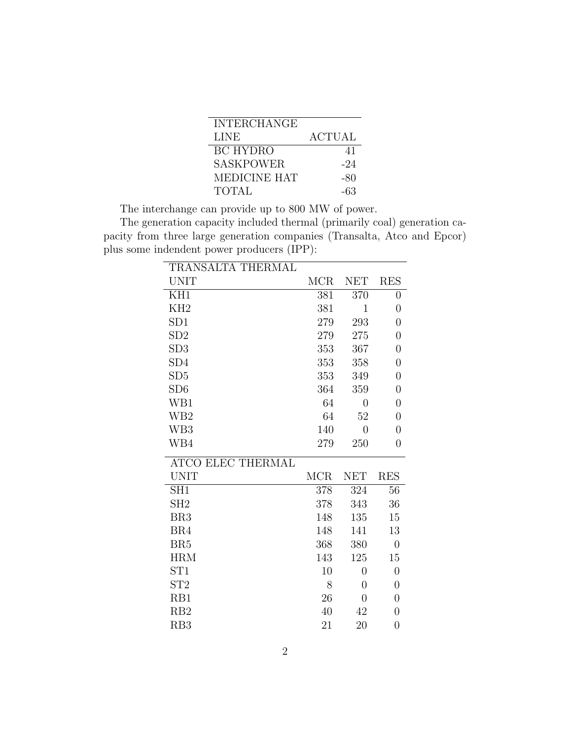| INTERCHANGE LINE | ACTUAL |
|---|---|
| BC HYDRO | 41 |
| SASKPOWER | -24 |
| MEDICINE HAT | -80 |
| TOTAL | -63 |

The interchange can provide up to 800 MW of power.

The generation capacity included thermal (primarily coal) generation capacity from three large generation companies (Transalta, Atco and Epcor) plus some indendent power producers (IPP):

| TRANSALTA THERMAL UNIT | MCR | NET | RES |
|---|---|---|---|
| KH1 | 381 | 370 | 0 |
| KH2 | 381 | 1 | 0 |
| SD1 | 279 | 293 | 0 |
| SD2 | 279 | 275 | 0 |
| SD3 | 353 | 367 | 0 |
| SD4 | 353 | 358 | 0 |
| SD5 | 353 | 349 | 0 |
| SD6 | 364 | 359 | 0 |
| WB1 | 64 | 0 | 0 |
| WB2 | 64 | 52 | 0 |
| WB3 | 140 | 0 | 0 |
| WB4 | 279 | 250 | 0 |

| ATCO ELEC THERMAL UNIT | MCR | NET | RES |
|---|---|---|---|
| SH1 | 378 | 324 | 56 |
| SH2 | 378 | 343 | 36 |
| BR3 | 148 | 135 | 15 |
| BR4 | 148 | 141 | 13 |
| BR5 | 368 | 380 | 0 |
| HRM | 143 | 125 | 15 |
| ST1 | 10 | 0 | 0 |
| ST2 | 8 | 0 | 0 |
| RB1 | 26 | 0 | 0 |
| RB2 | 40 | 42 | 0 |
| RB3 | 21 | 20 | 0 |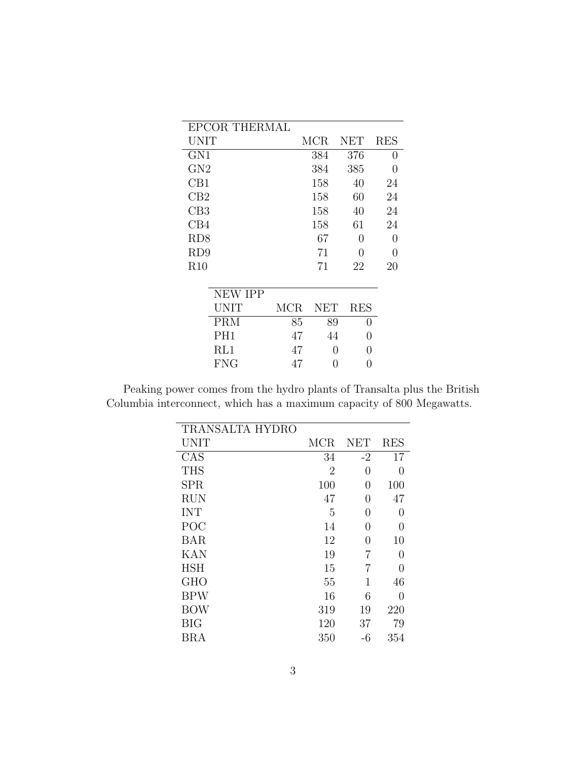| EPCOR THERMAL | | | |
|---|---|---|---|
| UNIT | MCR | NET | RES |
| GN1 | 384 | 376 | 0 |
| GN2 | 384 | 385 | 0 |
| CB1 | 158 | 40 | 24 |
| CB2 | 158 | 60 | 24 |
| CB3 | 158 | 40 | 24 |
| CB4 | 158 | 61 | 24 |
| RD8 | 67 | 0 | 0 |
| RD9 | 71 | 0 | 0 |
| R10 | 71 | 22 | 20 |

| NEW IPP | | | |
|---|---|---|---|
| UNIT | MCR | NET | RES |
| PRM | 85 | 89 | 0 |
| PH1 | 47 | 44 | 0 |
| RL1 | 47 | 0 | 0 |
| FNG | 47 | 0 | 0 |

Peaking power comes from the hydro plants of Transalta plus the British Columbia interconnect, which has a maximum capacity of 800 Megawatts.

| TRANSALTA HYDRO | | | |
|---|---|---|---|
| UNIT | MCR | NET | RES |
| CAS | 34 | -2 | 17 |
| THS | 2 | 0 | 0 |
| SPR | 100 | 0 | 100 |
| RUN | 47 | 0 | 47 |
| INT | 5 | 0 | 0 |
| POC | 14 | 0 | 0 |
| BAR | 12 | 0 | 10 |
| KAN | 19 | 7 | 0 |
| HSH | 15 | 7 | 0 |
| GHO | 55 | 1 | 46 |
| BPW | 16 | 6 | 0 |
| BOW | 319 | 19 | 220 |
| BIG | 120 | 37 | 79 |
| BRA | 350 | -6 | 354 |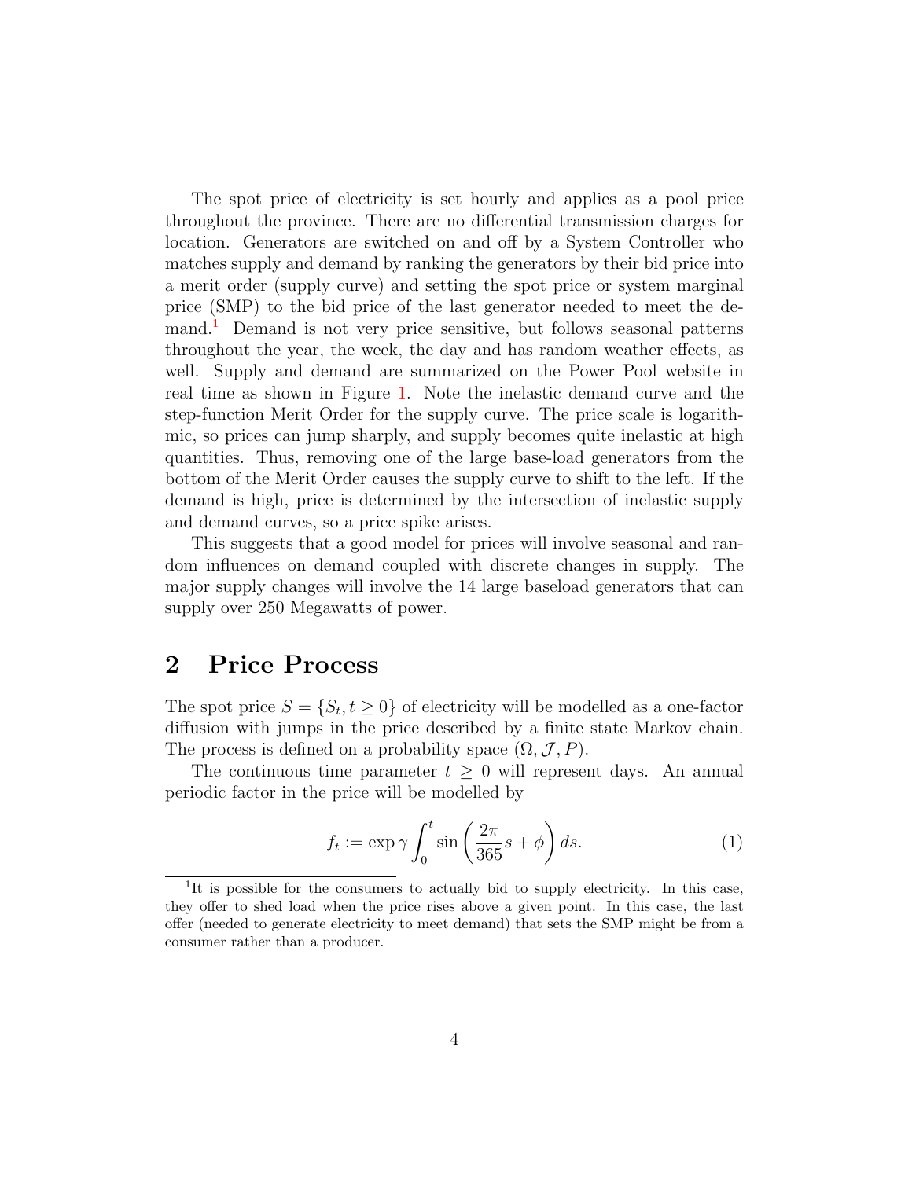The spot price of electricity is set hourly and applies as a pool price throughout the province. There are no differential transmission charges for location. Generators are switched on and off by a System Controller who matches supply and demand by ranking the generators by their bid price into a merit order (supply curve) and setting the spot price or system marginal price (SMP) to the bid price of the last generator needed to meet the demand.[1] Demand is not very price sensitive, but follows seasonal patterns throughout the year, the week, the day and has random weather effects, as well. Supply and demand are summarized on the Power Pool website in real time as shown in Figure 1. Note the inelastic demand curve and the step-function Merit Order for the supply curve. The price scale is logarithmic, so prices can jump sharply, and supply becomes quite inelastic at high quantities. Thus, removing one of the large base-load generators from the bottom of the Merit Order causes the supply curve to shift to the left. If the demand is high, price is determined by the intersection of inelastic supply and demand curves, so a price spike arises.

This suggests that a good model for prices will involve seasonal and random influences on demand coupled with discrete changes in supply. The major supply changes will involve the 14 large baseload generators that can supply over 250 Megawatts of power.

## 2 Price Process

The spot price $S = \{S_t, t \geq 0\}$ of electricity will be modelled as a one-factor diffusion with jumps in the price described by a finite state Markov chain. The process is defined on a probability space $(\Omega, \mathcal{J}, P)$.

The continuous time parameter $t \geq 0$ will represent days. An annual periodic factor in the price will be modelled by

$$f_t := \exp \gamma \int_0^t \sin\left(\frac{2\pi}{365}s + \phi\right) ds. \tag{1}$$

[1] It is possible for the consumers to actually bid to supply electricity. In this case, they offer to shed load when the price rises above a given point. In this case, the last offer (needed to generate electricity to meet demand) that sets the SMP might be from a consumer rather than a producer.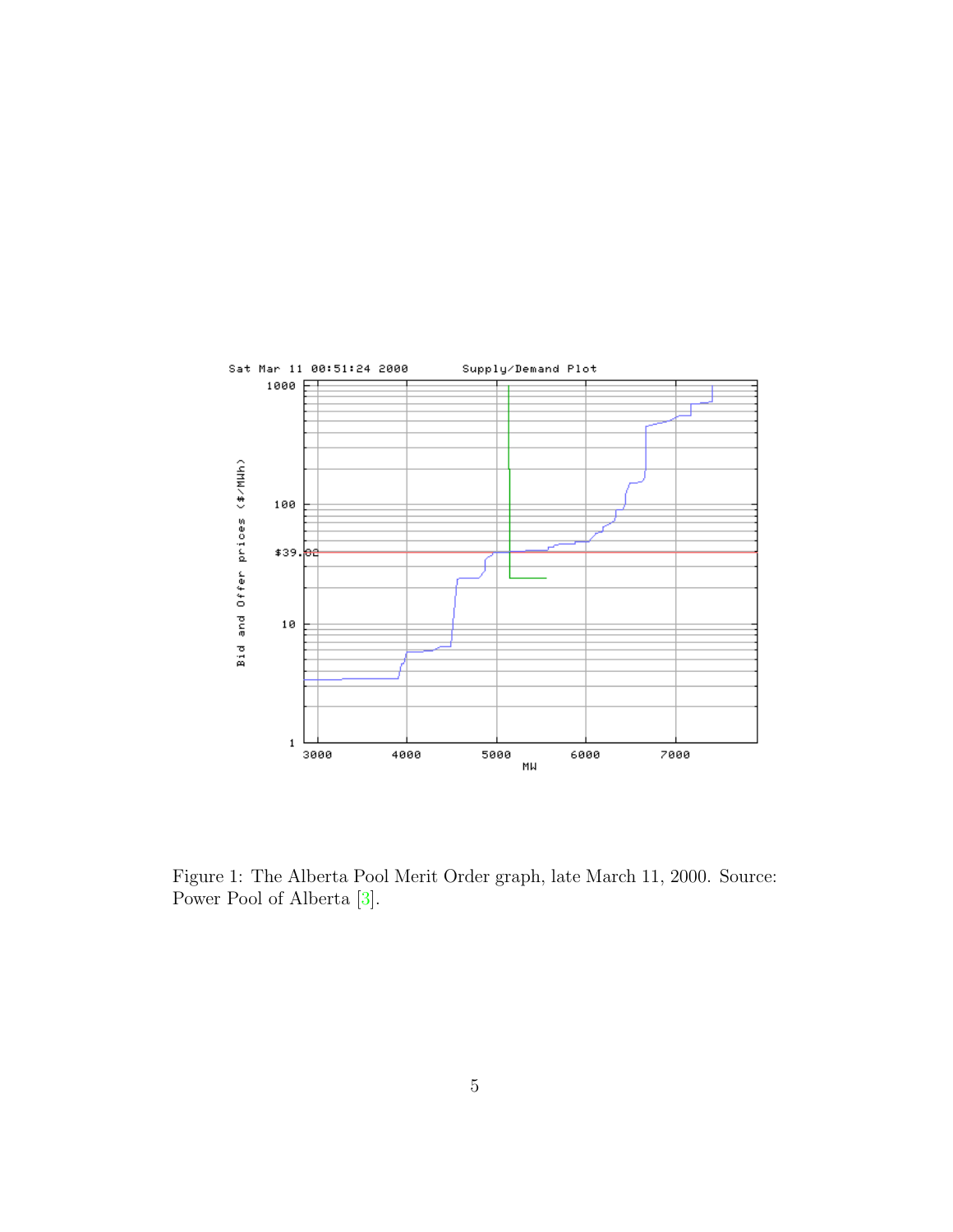Figure 1: The Alberta Pool Merit Order graph, late March 11, 2000. Source: Power Pool of Alberta [3].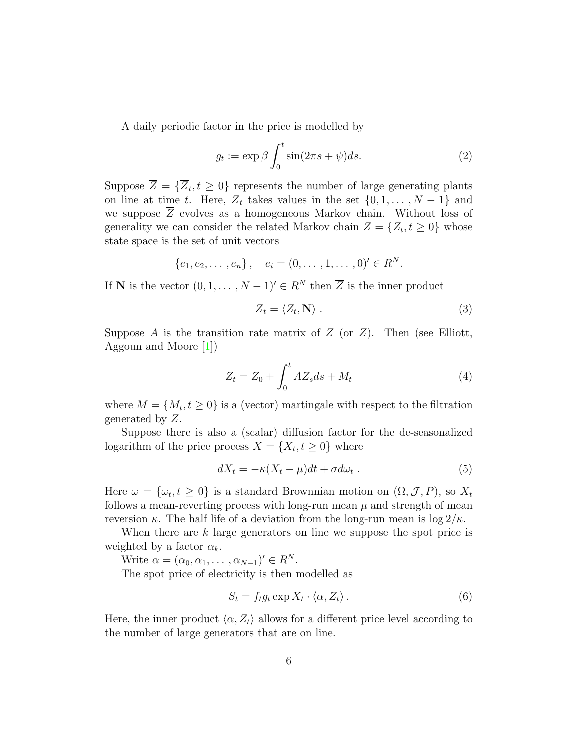A daily periodic factor in the price is modelled by

$$g_t := \exp \beta \int_0^t \sin(2\pi s + \psi) ds. \tag{2}$$

Suppose $\overline{Z} = \{\overline{Z}_t, t \geq 0\}$ represents the number of large generating plants on line at time $t$. Here, $\overline{Z}_t$ takes values in the set $\{0, 1, \dots, N-1\}$ and we suppose $\overline{Z}$ evolves as a homogeneous Markov chain. Without loss of generality we can consider the related Markov chain $Z = \{Z_t, t \geq 0\}$ whose state space is the set of unit vectors

$$\{e_1, e_2, \dots, e_n\}, \quad e_i = (0, \dots, 1, \dots, 0)' \in R^N.$$

If $\mathbf{N}$ is the vector $(0, 1, \dots, N-1)' \in R^N$ then $\overline{Z}$ is the inner product

$$\overline{Z}_t = \langle Z_t, \mathbf{N} \rangle \,. \tag{3}$$

Suppose $A$ is the transition rate matrix of $Z$ (or $\overline{Z}$). Then (see Elliott, Aggoun and Moore [1])

$$Z_t = Z_0 + \int_0^t A Z_s ds + M_t \tag{4}$$

where $M = \{M_t, t \geq 0\}$ is a (vector) martingale with respect to the filtration generated by $Z$.

Suppose there is also a (scalar) diffusion factor for the de-seasonalized logarithm of the price process $X = \{X_t, t \geq 0\}$ where

$$dX_t = -\kappa(X_t - \mu)dt + \sigma d\omega_t \,. \tag{5}$$

Here $\omega = \{\omega_t, t \geq 0\}$ is a standard Brownnian motion on $(\Omega, \mathcal{J}, P)$, so $X_t$ follows a mean-reverting process with long-run mean $\mu$ and strength of mean reversion $\kappa$. The half life of a deviation from the long-run mean is $\log 2/\kappa$.

When there are $k$ large generators on line we suppose the spot price is weighted by a factor $\alpha_k$.

Write $\alpha = (\alpha_0, \alpha_1, \dots, \alpha_{N-1})' \in R^N$.

The spot price of electricity is then modelled as

$$S_t = f_t g_t \exp X_t \cdot \langle \alpha, Z_t \rangle \,. \tag{6}$$

Here, the inner product $\langle \alpha, Z_t \rangle$ allows for a different price level according to the number of large generators that are on line.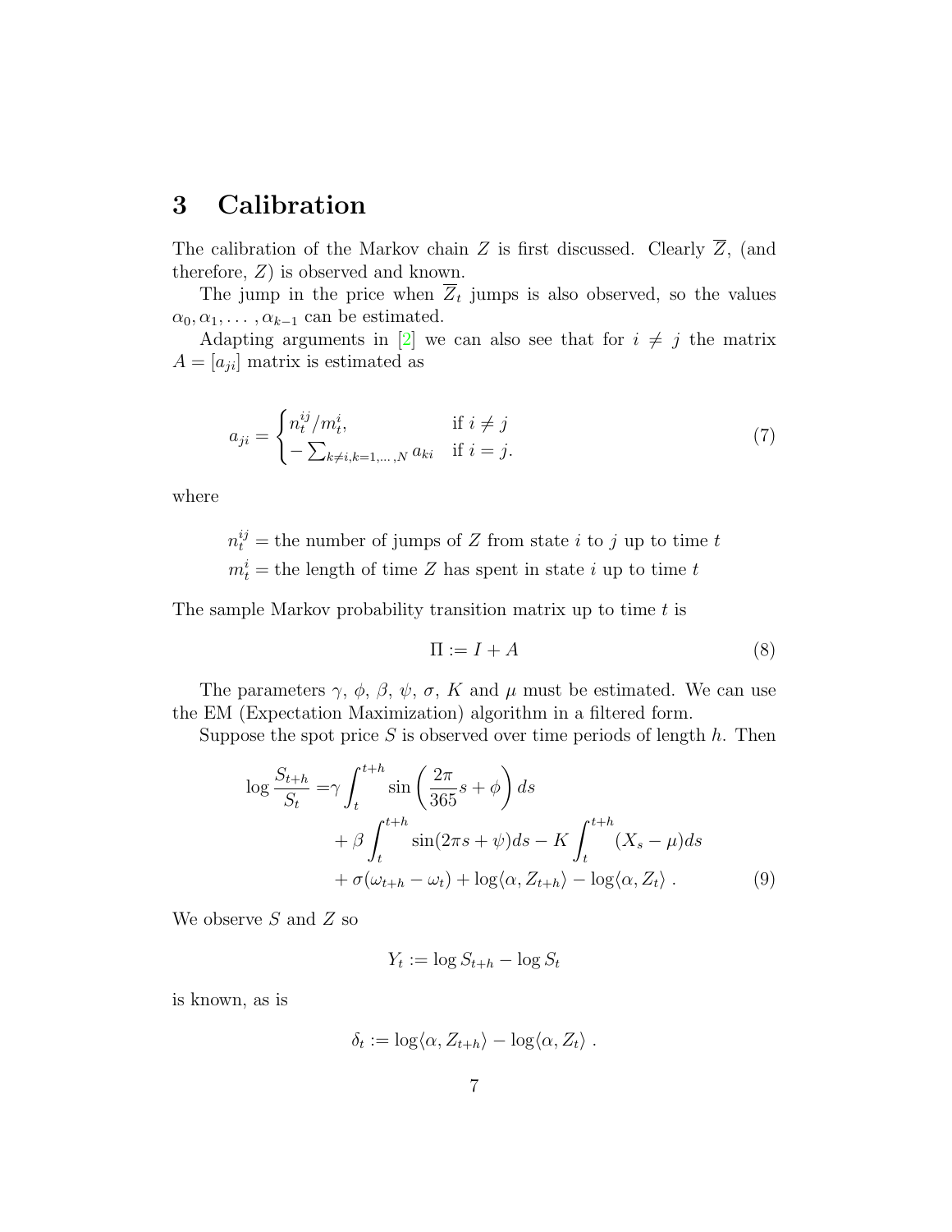# 3 Calibration

The calibration of the Markov chain $Z$ is first discussed. Clearly $\overline{Z}$, (and therefore, $Z$) is observed and known.

The jump in the price when $\overline{Z}_t$ jumps is also observed, so the values $\alpha_0, \alpha_1, \ldots, \alpha_{k-1}$ can be estimated.

Adapting arguments in [2] we can also see that for $i \neq j$ the matrix $A = [a_{ji}]$ matrix is estimated as

$$a_{ji} = \begin{cases} n_t^{ij}/m_t^i, & \text{if } i \neq j \\ -\sum_{k \neq i, k=1,\ldots,N} a_{ki} & \text{if } i = j. \end{cases} \tag{7}$$

where

$n_t^{ij}$ = the number of jumps of $Z$ from state $i$ to $j$ up to time $t$

$m_t^i$ = the length of time $Z$ has spent in state $i$ up to time $t$

The sample Markov probability transition matrix up to time $t$ is

$$\Pi := I + A \tag{8}$$

The parameters $\gamma$, $\phi$, $\beta$, $\psi$, $\sigma$, $K$ and $\mu$ must be estimated. We can use the EM (Expectation Maximization) algorithm in a filtered form.

Suppose the spot price $S$ is observed over time periods of length $h$. Then

$$\begin{aligned} \log \frac{S_{t+h}}{S_t} =& \gamma \int_t^{t+h} \sin\left(\frac{2\pi}{365} s + \phi\right) ds \\ &+ \beta \int_t^{t+h} \sin(2\pi s + \psi) ds - K \int_t^{t+h} (X_s - \mu) ds \\ &+ \sigma(\omega_{t+h} - \omega_t) + \log\langle \alpha, Z_{t+h} \rangle - \log\langle \alpha, Z_t \rangle \ . \end{aligned} \tag{9}$$

We observe $S$ and $Z$ so

$$Y_t := \log S_{t+h} - \log S_t$$

is known, as is

$$\delta_t := \log\langle \alpha, Z_{t+h} \rangle - \log\langle \alpha, Z_t \rangle \ .$$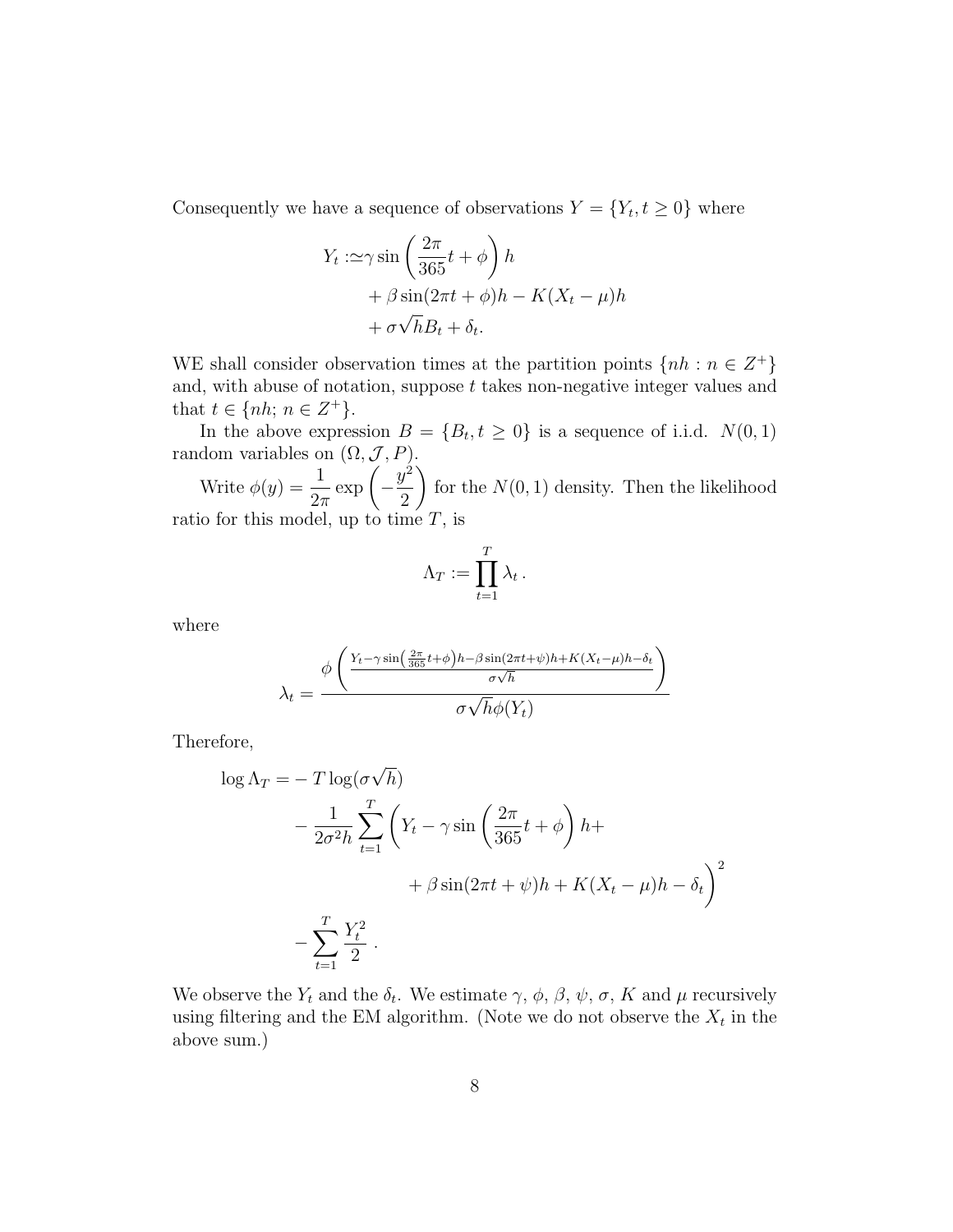Consequently we have a sequence of observations $Y = \{Y_t, t \geq 0\}$ where

$$
\begin{aligned}
Y_t :\simeq & \gamma \sin\left(\frac{2\pi}{365} t + \phi\right) h \\
& + \beta \sin(2\pi t + \phi) h - K(X_t - \mu) h \\
& + \sigma \sqrt{h} B_t + \delta_t.
\end{aligned}
$$

WE shall consider observation times at the partition points $\{nh : n \in Z^+\}$ and, with abuse of notation, suppose $t$ takes non-negative integer values and that $t \in \{nh;\, n \in Z^+\}$.

In the above expression $B = \{B_t, t \geq 0\}$ is a sequence of i.i.d. $N(0,1)$ random variables on $(\Omega, \mathcal{J}, P)$.

Write $\phi(y) = \dfrac{1}{2\pi} \exp\left(-\dfrac{y^2}{2}\right)$ for the $N(0,1)$ density. Then the likelihood ratio for this model, up to time $T$, is

$$
\Lambda_T := \prod_{t=1}^{T} \lambda_t \,.
$$

where

$$
\lambda_t = \frac{\phi\left(\frac{Y_t - \gamma \sin\left(\frac{2\pi}{365} t + \phi\right) h - \beta \sin(2\pi t + \psi) h + K(X_t - \mu) h - \delta_t}{\sigma \sqrt{h}}\right)}{\sigma \sqrt{h} \phi(Y_t)}
$$

Therefore,

$$
\begin{aligned}
\log \Lambda_T = & - T \log(\sigma \sqrt{h}) \\
& - \frac{1}{2\sigma^2 h} \sum_{t=1}^{T} \Bigg( Y_t - \gamma \sin\left(\frac{2\pi}{365} t + \phi\right) h + \\
& \qquad + \beta \sin(2\pi t + \psi) h + K(X_t - \mu) h - \delta_t \Bigg)^2 \\
& - \sum_{t=1}^{T} \frac{Y_t^2}{2} \,.
\end{aligned}
$$

We observe the $Y_t$ and the $\delta_t$. We estimate $\gamma$, $\phi$, $\beta$, $\psi$, $\sigma$, $K$ and $\mu$ recursively using filtering and the EM algorithm. (Note we do not observe the $X_t$ in the above sum.)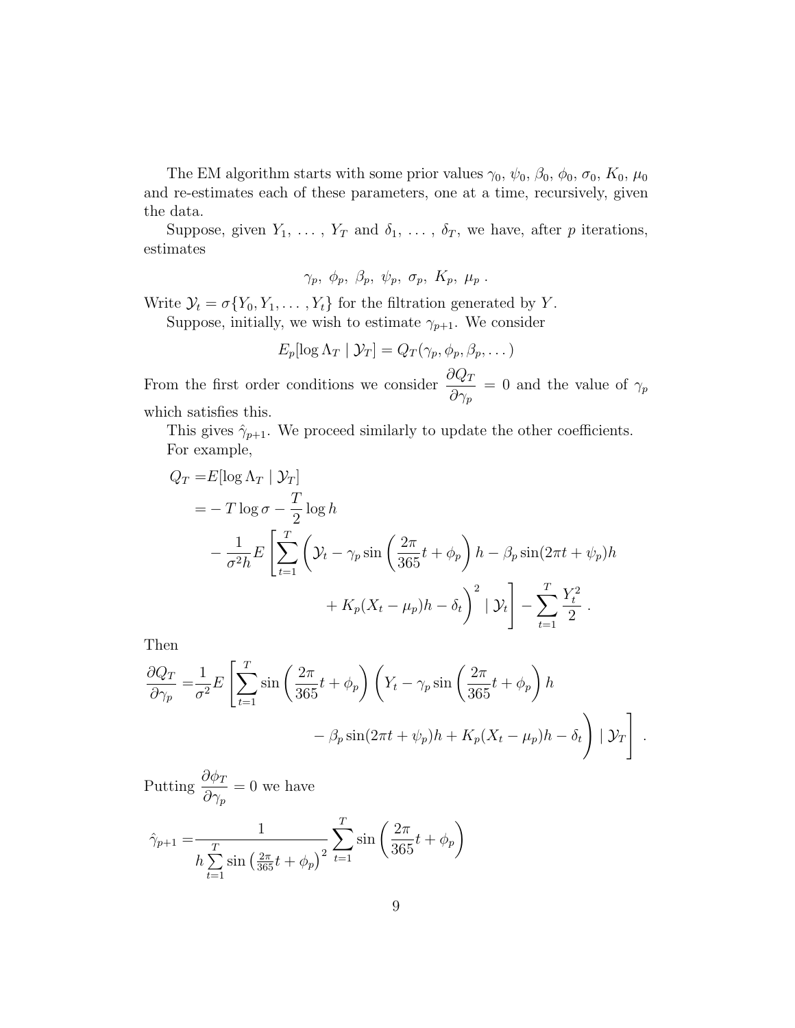The EM algorithm starts with some prior values $\gamma_0$, $\psi_0$, $\beta_0$, $\phi_0$, $\sigma_0$, $K_0$, $\mu_0$ and re-estimates each of these parameters, one at a time, recursively, given the data.

Suppose, given $Y_1, \ldots, Y_T$ and $\delta_1, \ldots, \delta_T$, we have, after $p$ iterations, estimates

$$\gamma_p,\ \phi_p,\ \beta_p,\ \psi_p,\ \sigma_p,\ K_p,\ \mu_p\ .$$

Write $\mathcal{Y}_t = \sigma\{Y_0, Y_1, \ldots, Y_t\}$ for the filtration generated by $Y$.

Suppose, initially, we wish to estimate $\gamma_{p+1}$. We consider

$$E_p[\log \Lambda_T \mid \mathcal{Y}_T] = Q_T(\gamma_p, \phi_p, \beta_p, \ldots)$$

From the first order conditions we consider $\dfrac{\partial Q_T}{\partial \gamma_p} = 0$ and the value of $\gamma_p$ which satisfies this.

This gives $\hat{\gamma}_{p+1}$. We proceed similarly to update the other coefficients.

For example,

$$\begin{aligned}
Q_T =& E[\log \Lambda_T \mid \mathcal{Y}_T] \\
=& -T\log\sigma - \frac{T}{2}\log h \\
& - \frac{1}{\sigma^2 h} E\Bigg[\sum_{t=1}^{T}\Bigg(\mathcal{Y}_t - \gamma_p \sin\left(\frac{2\pi}{365}t + \phi_p\right)h - \beta_p\sin(2\pi t + \psi_p)h \\
& \qquad\qquad + K_p(X_t - \mu_p)h - \delta_t\Bigg)^2 \mid \mathcal{Y}_t\Bigg] - \sum_{t=1}^{T}\frac{Y_t^2}{2}\ .
\end{aligned}$$

Then

$$\begin{aligned}
\frac{\partial Q_T}{\partial \gamma_p} =& \frac{1}{\sigma^2} E\Bigg[\sum_{t=1}^{T}\sin\left(\frac{2\pi}{365}t + \phi_p\right)\Bigg(Y_t - \gamma_p\sin\left(\frac{2\pi}{365}t + \phi_p\right)h \\
& \qquad - \beta_p\sin(2\pi t + \psi_p)h + K_p(X_t - \mu_p)h - \delta_t\Bigg) \mid \mathcal{Y}_T\Bigg]\ .
\end{aligned}$$

Putting $\dfrac{\partial \phi_T}{\partial \gamma_p} = 0$ we have

$$\hat{\gamma}_{p+1} = \frac{1}{h\sum\limits_{t=1}^{T}\sin\left(\frac{2\pi}{365}t + \phi_p\right)^2}\sum_{t=1}^{T}\sin\left(\frac{2\pi}{365}t + \phi_p\right)$$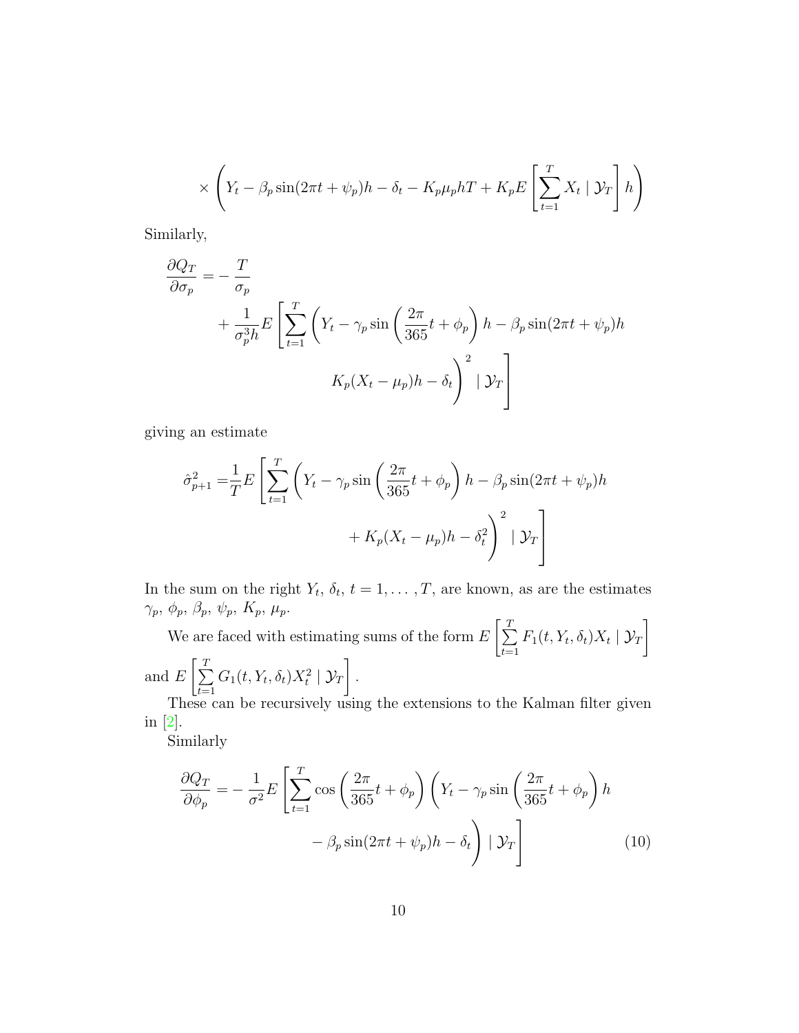$$\times \left( Y_t - \beta_p \sin(2\pi t + \psi_p)h - \delta_t - K_p \mu_p h T + K_p E\left[\sum_{t=1}^{T} X_t \mid \mathcal{Y}_T\right] h \right)$$

Similarly,

$$\begin{aligned}
\frac{\partial Q_T}{\partial \sigma_p} =& -\frac{T}{\sigma_p} \\
&+ \frac{1}{\sigma_p^3 h} E\left[\sum_{t=1}^{T} \left( Y_t - \gamma_p \sin\left(\frac{2\pi}{365}t + \phi_p\right) h - \beta_p \sin(2\pi t + \psi_p)h \right.\right. \\
&\left.\left. K_p(X_t - \mu_p)h - \delta_t \right)^2 \mid \mathcal{Y}_T \right]
\end{aligned}$$

giving an estimate

$$\begin{aligned}
\hat{\sigma}_{p+1}^2 =& \frac{1}{T} E\left[\sum_{t=1}^{T} \left( Y_t - \gamma_p \sin\left(\frac{2\pi}{365}t + \phi_p\right) h - \beta_p \sin(2\pi t + \psi_p)h \right.\right. \\
&\left.\left. + K_p(X_t - \mu_p)h - \delta_t^2 \right)^2 \mid \mathcal{Y}_T \right]
\end{aligned}$$

In the sum on the right $Y_t$, $\delta_t$, $t = 1, \dots, T$, are known, as are the estimates $\gamma_p$, $\phi_p$, $\beta_p$, $\psi_p$, $K_p$, $\mu_p$.

We are faced with estimating sums of the form $E\left[\sum_{t=1}^{T} F_1(t, Y_t, \delta_t) X_t \mid \mathcal{Y}_T\right]$ and $E\left[\sum_{t=1}^{T} G_1(t, Y_t, \delta_t) X_t^2 \mid \mathcal{Y}_T\right]$.

These can be recursively using the extensions to the Kalman filter given in [2].

Similarly

$$\begin{aligned}
\frac{\partial Q_T}{\partial \phi_p} =& -\frac{1}{\sigma^2} E\left[\sum_{t=1}^{T} \cos\left(\frac{2\pi}{365}t + \phi_p\right) \left( Y_t - \gamma_p \sin\left(\frac{2\pi}{365}t + \phi_p\right) h \right.\right. \\
&\left.\left. - \beta_p \sin(2\pi t + \psi_p)h - \delta_t \right) \mid \mathcal{Y}_T \right] \qquad (10)
\end{aligned}$$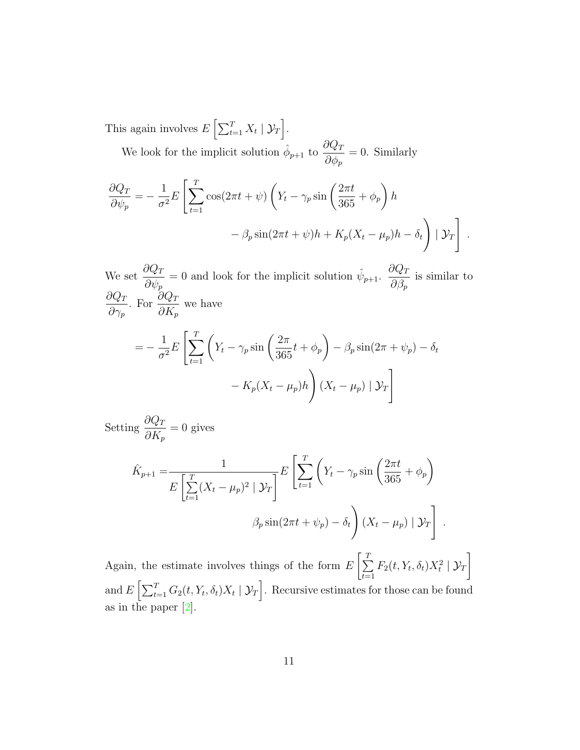This again involves $E\left[\sum_{t=1}^{T} X_t \mid \mathcal{Y}_T\right]$.

We look for the implicit solution $\hat{\phi}_{p+1}$ to $\dfrac{\partial Q_T}{\partial \phi_p} = 0$. Similarly

$$
\begin{aligned}
\frac{\partial Q_T}{\partial \psi_p} =& -\frac{1}{\sigma^2} E\left[\sum_{t=1}^{T} \cos(2\pi t + \psi)\left(Y_t - \gamma_p \sin\left(\frac{2\pi t}{365} + \phi_p\right) h\right.\right. \\
&\left.\left. - \beta_p \sin(2\pi t + \psi) h + K_p (X_t - \mu_p) h - \delta_t\right) \mid \mathcal{Y}_T\right] .
\end{aligned}
$$

We set $\dfrac{\partial Q_T}{\partial \psi_p} = 0$ and look for the implicit solution $\hat{\psi}_{p+1}$. $\dfrac{\partial Q_T}{\partial \beta_p}$ is similar to $\dfrac{\partial Q_T}{\partial \gamma_p}$. For $\dfrac{\partial Q_T}{\partial K_p}$ we have

$$
\begin{aligned}
=& -\frac{1}{\sigma^2} E\left[\sum_{t=1}^{T}\left(Y_t - \gamma_p \sin\left(\frac{2\pi}{365} t + \phi_p\right) - \beta_p \sin(2\pi + \psi_p) - \delta_t\right.\right. \\
&\left.\left. - K_p (X_t - \mu_p) h\right)(X_t - \mu_p) \mid \mathcal{Y}_T\right]
\end{aligned}
$$

Setting $\dfrac{\partial Q_T}{\partial K_p} = 0$ gives

$$
\begin{aligned}
\hat{K}_{p+1} =& \frac{1}{E\left[\sum\limits_{t=1}^{T} (X_t - \mu_p)^2 \mid \mathcal{Y}_T\right]} E\left[\sum_{t=1}^{T}\left(Y_t - \gamma_p \sin\left(\frac{2\pi t}{365} + \phi_p\right)\right.\right. \\
&\left.\left. \beta_p \sin(2\pi t + \psi_p) - \delta_t\right)(X_t - \mu_p) \mid \mathcal{Y}_T\right] .
\end{aligned}
$$

Again, the estimate involves things of the form $E\left[\sum\limits_{t=1}^{T} F_2(t, Y_t, \delta_t) X_t^2 \mid \mathcal{Y}_T\right]$ and $E\left[\sum_{t=1}^{T} G_2(t, Y_t, \delta_t) X_t \mid \mathcal{Y}_T\right]$. Recursive estimates for those can be found as in the paper [2].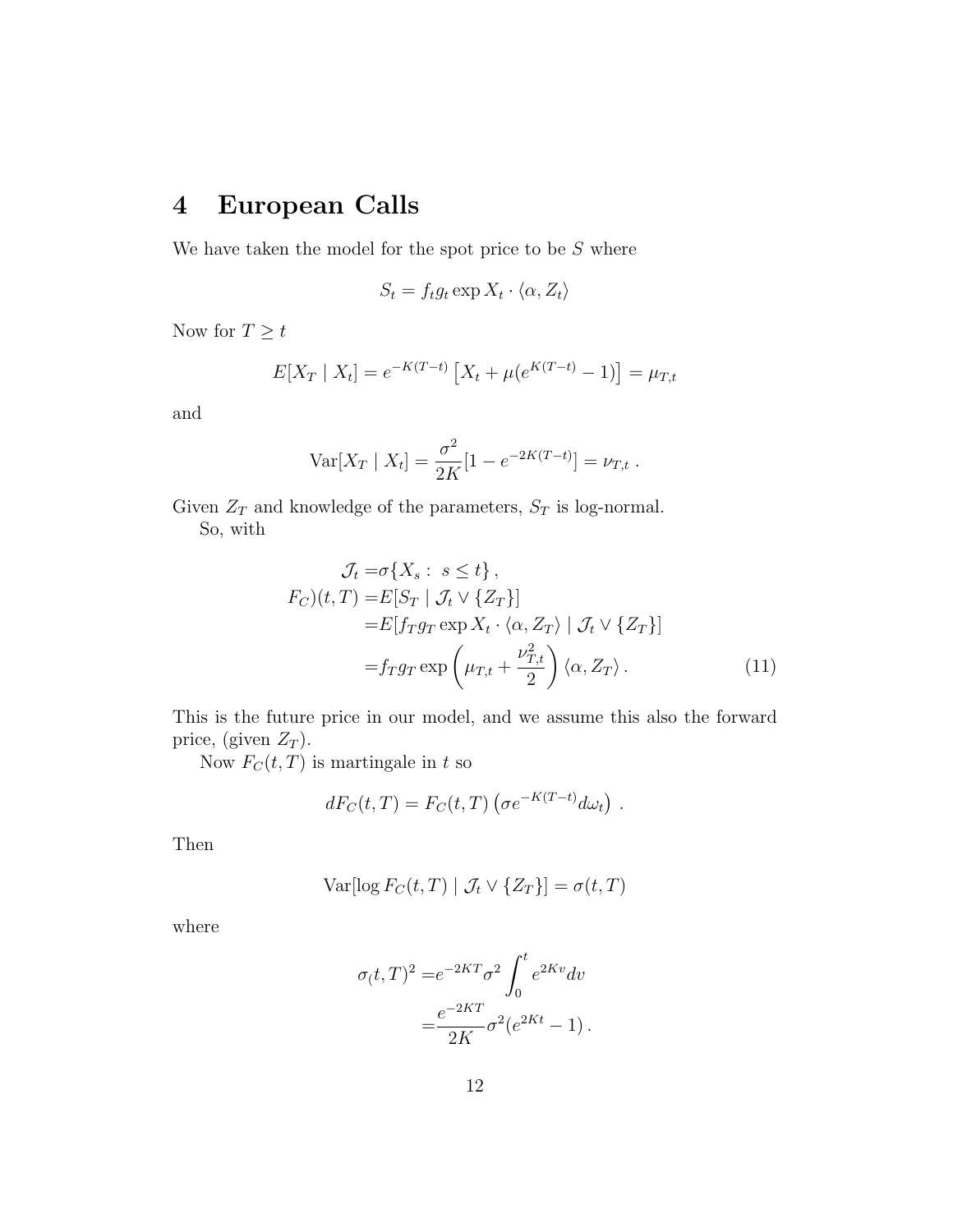# 4 European Calls

We have taken the model for the spot price to be $S$ where

$$S_t = f_t g_t \exp X_t \cdot \langle \alpha, Z_t \rangle$$

Now for $T \geq t$

$$E[X_T \mid X_t] = e^{-K(T-t)} \left[ X_t + \mu(e^{K(T-t)} - 1) \right] = \mu_{T,t}$$

and

$$\mathrm{Var}[X_T \mid X_t] = \frac{\sigma^2}{2K}[1 - e^{-2K(T-t)}] = \nu_{T,t} \ .$$

Given $Z_T$ and knowledge of the parameters, $S_T$ is log-normal.

So, with

$$\begin{aligned}
\mathcal{J}_t =& \sigma\{X_s : \ s \leq t\} \, , \\
F_C)(t,T) =& E[S_T \mid \mathcal{J}_t \vee \{Z_T\}] \\
=& E[f_T g_T \exp X_t \cdot \langle \alpha, Z_T \rangle \mid \mathcal{J}_t \vee \{Z_T\}] \\
=& f_T g_T \exp\left( \mu_{T,t} + \frac{\nu_{T,t}^2}{2} \right) \langle \alpha, Z_T \rangle \, .
\end{aligned} \tag{11}$$

This is the future price in our model, and we assume this also the forward price, (given $Z_T$).

Now $F_C(t,T)$ is martingale in $t$ so

$$dF_C(t,T) = F_C(t,T) \left( \sigma e^{-K(T-t)} d\omega_t \right) \ .$$

Then

$$\mathrm{Var}[\log F_C(t,T) \mid \mathcal{J}_t \vee \{Z_T\}] = \sigma(t,T)$$

where

$$\begin{aligned}
\sigma_(t,T)^2 =& e^{-2KT} \sigma^2 \int_0^t e^{2Kv} dv \\
=& \frac{e^{-2KT}}{2K} \sigma^2 (e^{2Kt} - 1) \, .
\end{aligned}$$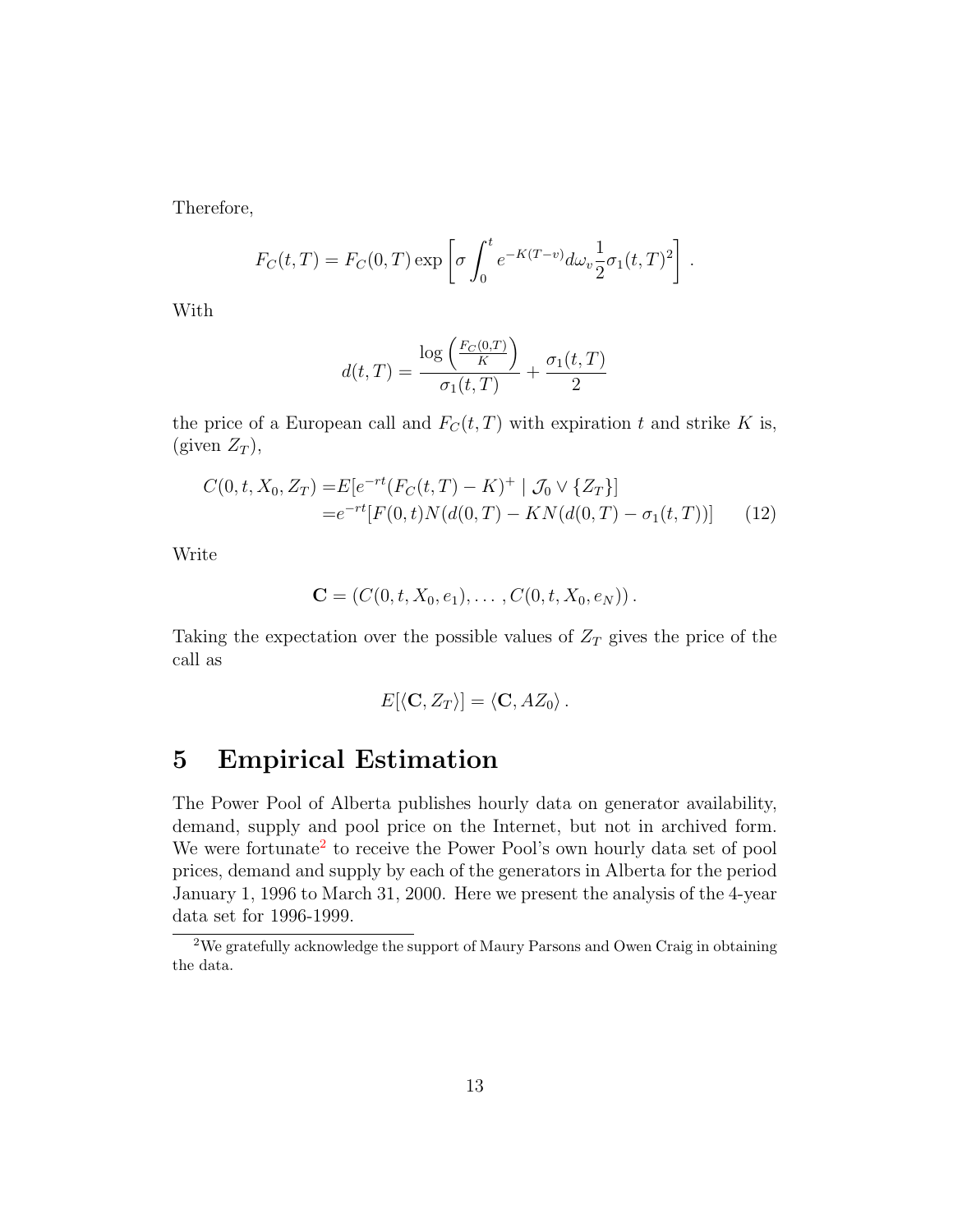Therefore,

$$
F_C(t,T) = F_C(0,T)\exp\left[\sigma\int_0^t e^{-K(T-v)}d\omega_v\frac{1}{2}\sigma_1(t,T)^2\right].
$$

With

$$
d(t,T) = \frac{\log\left(\frac{F_C(0,T)}{K}\right)}{\sigma_1(t,T)} + \frac{\sigma_1(t,T)}{2}
$$

the price of a European call and $F_C(t,T)$ with expiration $t$ and strike $K$ is, (given $Z_T$),

$$
\begin{aligned}
C(0,t,X_0,Z_T) =& E[e^{-rt}(F_C(t,T)-K)^+ \mid \mathcal{J}_0 \vee \{Z_T\}] \\
=& e^{-rt}[F(0,t)N(d(0,T) - KN(d(0,T)-\sigma_1(t,T))]
\end{aligned} \tag{12}
$$

Write

$$
\mathbf{C} = (C(0,t,X_0,e_1),\ldots,C(0,t,X_0,e_N)).
$$

Taking the expectation over the possible values of $Z_T$ gives the price of the call as

$$
E[\langle\mathbf{C},Z_T\rangle] = \langle\mathbf{C},AZ_0\rangle.
$$

# 5 Empirical Estimation

The Power Pool of Alberta publishes hourly data on generator availability, demand, supply and pool price on the Internet, but not in archived form. We were fortunate[2] to receive the Power Pool's own hourly data set of pool prices, demand and supply by each of the generators in Alberta for the period January 1, 1996 to March 31, 2000. Here we present the analysis of the 4-year data set for 1996-1999.

[2] We gratefully acknowledge the support of Maury Parsons and Owen Craig in obtaining the data.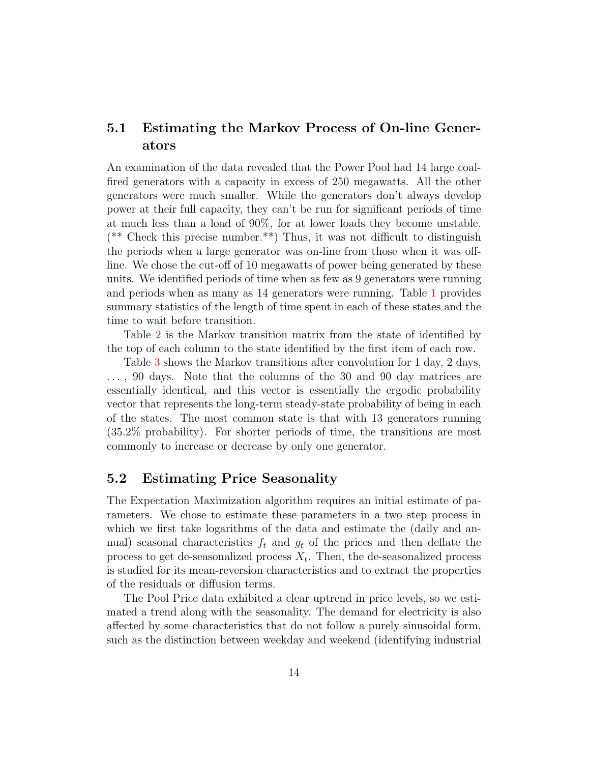## 5.1 Estimating the Markov Process of On-line Generators

An examination of the data revealed that the Power Pool had 14 large coal-fired generators with a capacity in excess of 250 megawatts. All the other generators were much smaller. While the generators don't always develop power at their full capacity, they can't be run for significant periods of time at much less than a load of 90%, for at lower loads they become unstable. (** Check this precise number.**) Thus, it was not difficult to distinguish the periods when a large generator was on-line from those when it was off-line. We chose the cut-off of 10 megawatts of power being generated by these units. We identified periods of time when as few as 9 generators were running and periods when as many as 14 generators were running. Table 1 provides summary statistics of the length of time spent in each of these states and the time to wait before transition.

Table 2 is the Markov transition matrix from the state of identified by the top of each column to the state identified by the first item of each row.

Table 3 shows the Markov transitions after convolution for 1 day, 2 days, . . . , 90 days. Note that the columns of the 30 and 90 day matrices are essentially identical, and this vector is essentially the ergodic probability vector that represents the long-term steady-state probability of being in each of the states. The most common state is that with 13 generators running (35.2% probability). For shorter periods of time, the transitions are most commonly to increase or decrease by only one generator.

## 5.2 Estimating Price Seasonality

The Expectation Maximization algorithm requires an initial estimate of parameters. We chose to estimate these parameters in a two step process in which we first take logarithms of the data and estimate the (daily and annual) seasonal characteristics $f_t$ and $g_t$ of the prices and then deflate the process to get de-seasonalized process $X_t$. Then, the de-seasonalized process is studied for its mean-reversion characteristics and to extract the properties of the residuals or diffusion terms.

The Pool Price data exhibited a clear uptrend in price levels, so we estimated a trend along with the seasonality. The demand for electricity is also affected by some characteristics that do not follow a purely sinusoidal form, such as the distinction between weekday and weekend (identifying industrial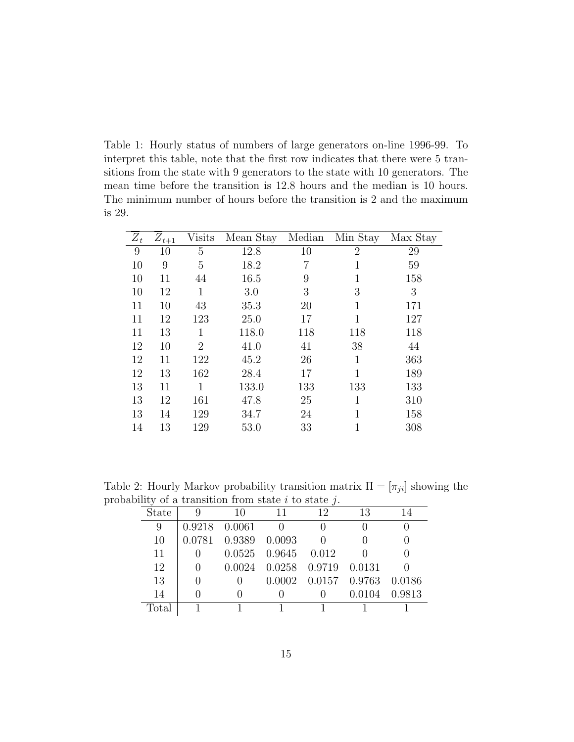Table 1: Hourly status of numbers of large generators on-line 1996-99. To interpret this table, note that the first row indicates that there were 5 transitions from the state with 9 generators to the state with 10 generators. The mean time before the transition is 12.8 hours and the median is 10 hours. The minimum number of hours before the transition is 2 and the maximum is 29.

| $Z_t$ | $Z_{t+1}$ | Visits | Mean Stay | Median | Min Stay | Max Stay |
|---|---|---|---|---|---|---|
| 9 | 10 | 5 | 12.8 | 10 | 2 | 29 |
| 10 | 9 | 5 | 18.2 | 7 | 1 | 59 |
| 10 | 11 | 44 | 16.5 | 9 | 1 | 158 |
| 10 | 12 | 1 | 3.0 | 3 | 3 | 3 |
| 11 | 10 | 43 | 35.3 | 20 | 1 | 171 |
| 11 | 12 | 123 | 25.0 | 17 | 1 | 127 |
| 11 | 13 | 1 | 118.0 | 118 | 118 | 118 |
| 12 | 10 | 2 | 41.0 | 41 | 38 | 44 |
| 12 | 11 | 122 | 45.2 | 26 | 1 | 363 |
| 12 | 13 | 162 | 28.4 | 17 | 1 | 189 |
| 13 | 11 | 1 | 133.0 | 133 | 133 | 133 |
| 13 | 12 | 161 | 47.8 | 25 | 1 | 310 |
| 13 | 14 | 129 | 34.7 | 24 | 1 | 158 |
| 14 | 13 | 129 | 53.0 | 33 | 1 | 308 |

Table 2: Hourly Markov probability transition matrix $\Pi = [\pi_{ji}]$ showing the probability of a transition from state $i$ to state $j$.

| State | 9 | 10 | 11 | 12 | 13 | 14 |
|---|---|---|---|---|---|---|
| 9 | 0.9218 | 0.0061 | 0 | 0 | 0 | 0 |
| 10 | 0.0781 | 0.9389 | 0.0093 | 0 | 0 | 0 |
| 11 | 0 | 0.0525 | 0.9645 | 0.012 | 0 | 0 |
| 12 | 0 | 0.0024 | 0.0258 | 0.9719 | 0.0131 | 0 |
| 13 | 0 | 0 | 0.0002 | 0.0157 | 0.9763 | 0.0186 |
| 14 | 0 | 0 | 0 | 0 | 0.0104 | 0.9813 |
| Total | 1 | 1 | 1 | 1 | 1 | 1 |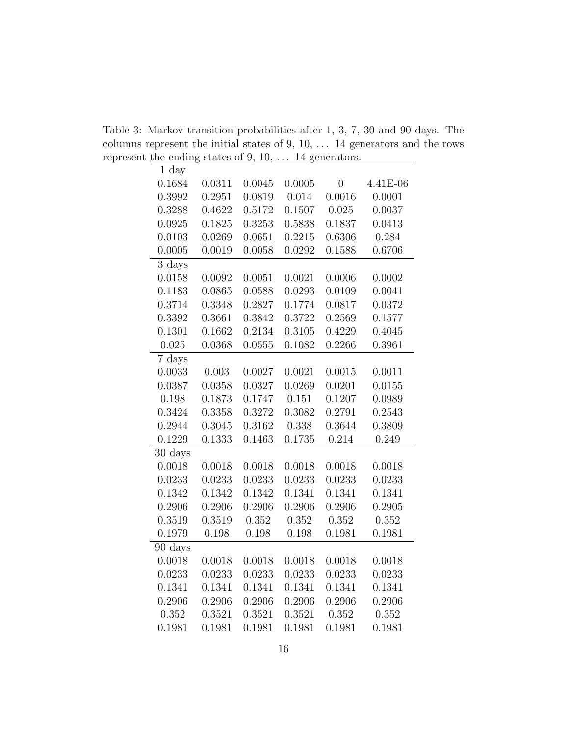Table 3: Markov transition probabilities after 1, 3, 7, 30 and 90 days. The columns represent the initial states of 9, 10, ... 14 generators and the rows represent the ending states of 9, 10, ... 14 generators.

| 1 day | | | | | |
|---|---|---|---|---|---|
| 0.1684 | 0.0311 | 0.0045 | 0.0005 | 0 | 4.41E-06 |
| 0.3992 | 0.2951 | 0.0819 | 0.014 | 0.0016 | 0.0001 |
| 0.3288 | 0.4622 | 0.5172 | 0.1507 | 0.025 | 0.0037 |
| 0.0925 | 0.1825 | 0.3253 | 0.5838 | 0.1837 | 0.0413 |
| 0.0103 | 0.0269 | 0.0651 | 0.2215 | 0.6306 | 0.284 |
| 0.0005 | 0.0019 | 0.0058 | 0.0292 | 0.1588 | 0.6706 |
| **3 days** | | | | | |
| 0.0158 | 0.0092 | 0.0051 | 0.0021 | 0.0006 | 0.0002 |
| 0.1183 | 0.0865 | 0.0588 | 0.0293 | 0.0109 | 0.0041 |
| 0.3714 | 0.3348 | 0.2827 | 0.1774 | 0.0817 | 0.0372 |
| 0.3392 | 0.3661 | 0.3842 | 0.3722 | 0.2569 | 0.1577 |
| 0.1301 | 0.1662 | 0.2134 | 0.3105 | 0.4229 | 0.4045 |
| 0.025 | 0.0368 | 0.0555 | 0.1082 | 0.2266 | 0.3961 |
| **7 days** | | | | | |
| 0.0033 | 0.003 | 0.0027 | 0.0021 | 0.0015 | 0.0011 |
| 0.0387 | 0.0358 | 0.0327 | 0.0269 | 0.0201 | 0.0155 |
| 0.198 | 0.1873 | 0.1747 | 0.151 | 0.1207 | 0.0989 |
| 0.3424 | 0.3358 | 0.3272 | 0.3082 | 0.2791 | 0.2543 |
| 0.2944 | 0.3045 | 0.3162 | 0.338 | 0.3644 | 0.3809 |
| 0.1229 | 0.1333 | 0.1463 | 0.1735 | 0.214 | 0.249 |
| **30 days** | | | | | |
| 0.0018 | 0.0018 | 0.0018 | 0.0018 | 0.0018 | 0.0018 |
| 0.0233 | 0.0233 | 0.0233 | 0.0233 | 0.0233 | 0.0233 |
| 0.1342 | 0.1342 | 0.1342 | 0.1341 | 0.1341 | 0.1341 |
| 0.2906 | 0.2906 | 0.2906 | 0.2906 | 0.2906 | 0.2905 |
| 0.3519 | 0.3519 | 0.352 | 0.352 | 0.352 | 0.352 |
| 0.1979 | 0.198 | 0.198 | 0.198 | 0.1981 | 0.1981 |
| **90 days** | | | | | |
| 0.0018 | 0.0018 | 0.0018 | 0.0018 | 0.0018 | 0.0018 |
| 0.0233 | 0.0233 | 0.0233 | 0.0233 | 0.0233 | 0.0233 |
| 0.1341 | 0.1341 | 0.1341 | 0.1341 | 0.1341 | 0.1341 |
| 0.2906 | 0.2906 | 0.2906 | 0.2906 | 0.2906 | 0.2906 |
| 0.352 | 0.3521 | 0.3521 | 0.3521 | 0.352 | 0.352 |
| 0.1981 | 0.1981 | 0.1981 | 0.1981 | 0.1981 | 0.1981 |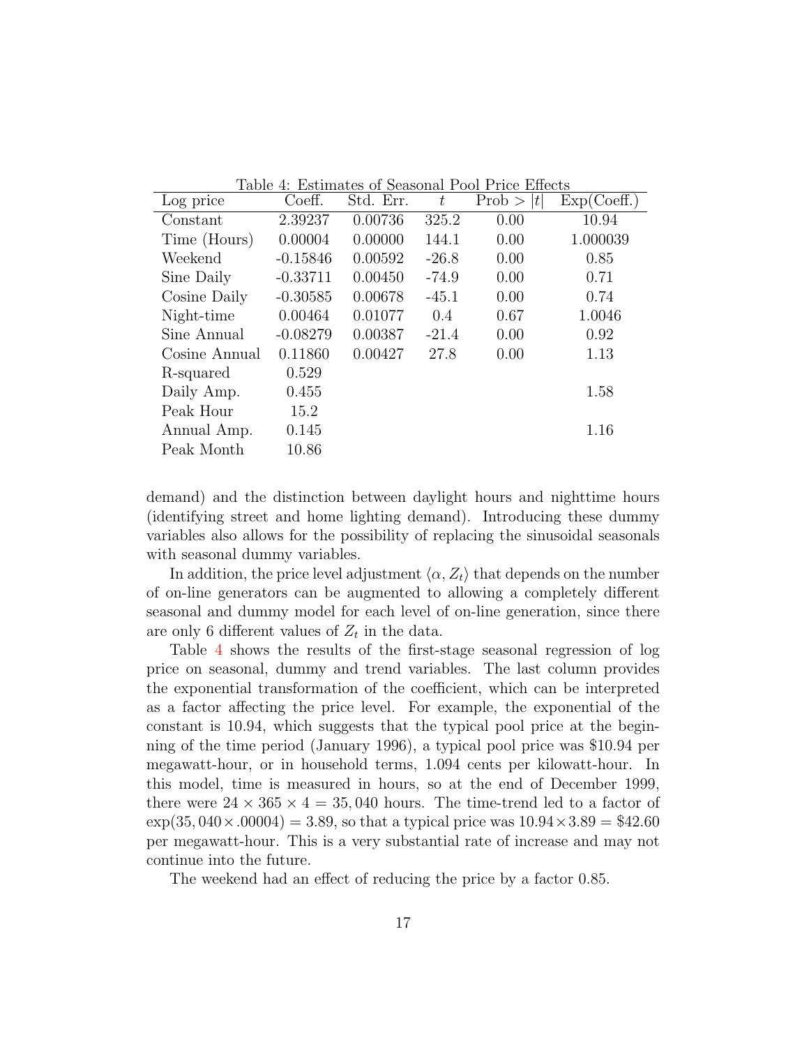Table 4: Estimates of Seasonal Pool Price Effects

| Log price | Coeff. | Std. Err. | $t$ | Prob $> \|t\|$ | Exp(Coeff.) |
|---|---|---|---|---|---|
| Constant | 2.39237 | 0.00736 | 325.2 | 0.00 | 10.94 |
| Time (Hours) | 0.00004 | 0.00000 | 144.1 | 0.00 | 1.000039 |
| Weekend | -0.15846 | 0.00592 | -26.8 | 0.00 | 0.85 |
| Sine Daily | -0.33711 | 0.00450 | -74.9 | 0.00 | 0.71 |
| Cosine Daily | -0.30585 | 0.00678 | -45.1 | 0.00 | 0.74 |
| Night-time | 0.00464 | 0.01077 | 0.4 | 0.67 | 1.0046 |
| Sine Annual | -0.08279 | 0.00387 | -21.4 | 0.00 | 0.92 |
| Cosine Annual | 0.11860 | 0.00427 | 27.8 | 0.00 | 1.13 |
| R-squared | 0.529 | | | | |
| Daily Amp. | 0.455 | | | | 1.58 |
| Peak Hour | 15.2 | | | | |
| Annual Amp. | 0.145 | | | | 1.16 |
| Peak Month | 10.86 | | | | |

demand) and the distinction between daylight hours and nighttime hours (identifying street and home lighting demand). Introducing these dummy variables also allows for the possibility of replacing the sinusoidal seasonals with seasonal dummy variables.

In addition, the price level adjustment $\langle \alpha, Z_t \rangle$ that depends on the number of on-line generators can be augmented to allowing a completely different seasonal and dummy model for each level of on-line generation, since there are only 6 different values of $Z_t$ in the data.

Table 4 shows the results of the first-stage seasonal regression of log price on seasonal, dummy and trend variables. The last column provides the exponential transformation of the coefficient, which can be interpreted as a factor affecting the price level. For example, the exponential of the constant is 10.94, which suggests that the typical pool price at the beginning of the time period (January 1996), a typical pool price was \$10.94 per megawatt-hour, or in household terms, 1.094 cents per kilowatt-hour. In this model, time is measured in hours, so at the end of December 1999, there were $24 \times 365 \times 4 = 35,040$ hours. The time-trend led to a factor of $\exp(35,040 \times .00004) = 3.89$, so that a typical price was $10.94 \times 3.89 = \$42.60$ per megawatt-hour. This is a very substantial rate of increase and may not continue into the future.

The weekend had an effect of reducing the price by a factor 0.85.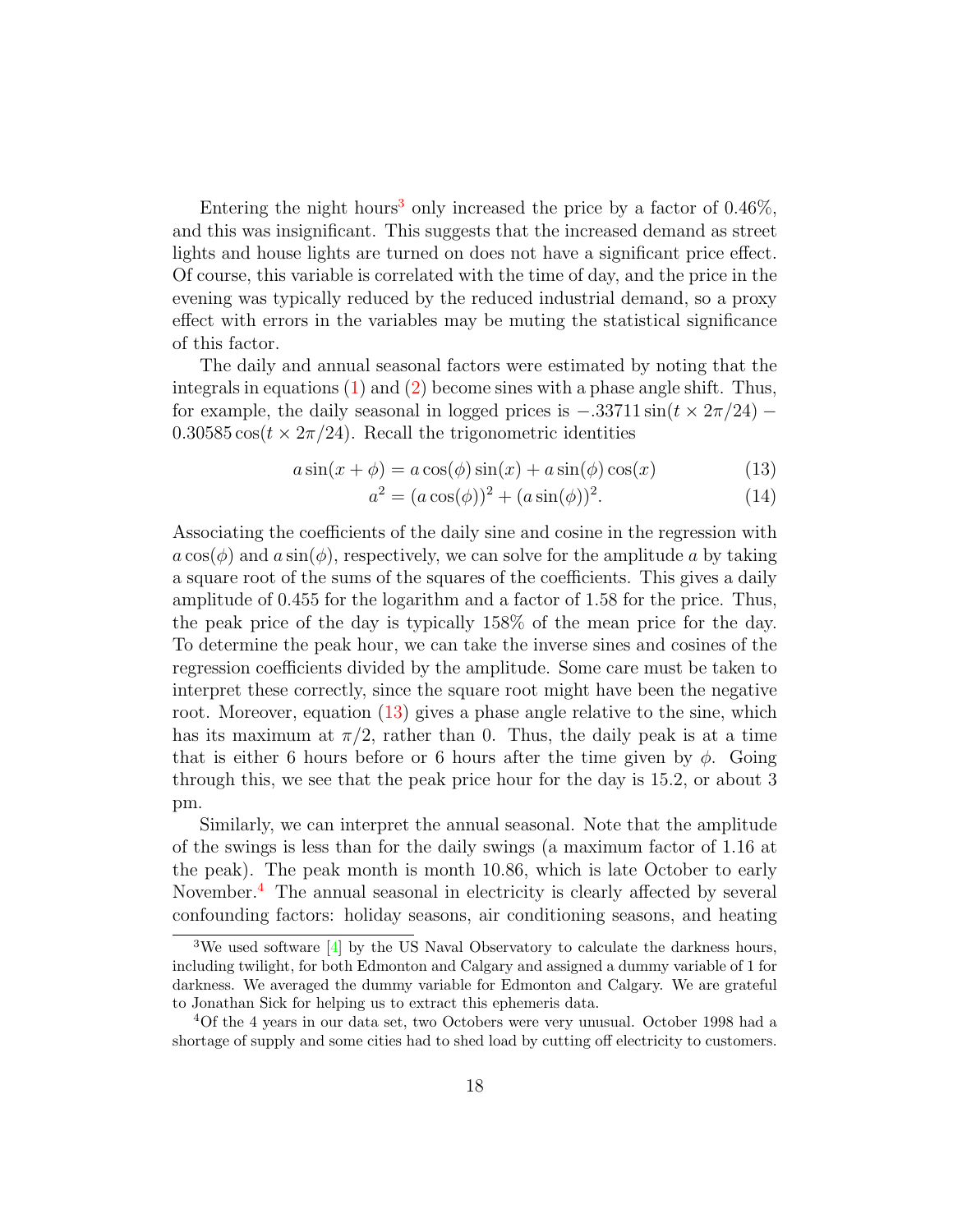Entering the night hours[3] only increased the price by a factor of 0.46%, and this was insignificant. This suggests that the increased demand as street lights and house lights are turned on does not have a significant price effect. Of course, this variable is correlated with the time of day, and the price in the evening was typically reduced by the reduced industrial demand, so a proxy effect with errors in the variables may be muting the statistical significance of this factor.

The daily and annual seasonal factors were estimated by noting that the integrals in equations (1) and (2) become sines with a phase angle shift. Thus, for example, the daily seasonal in logged prices is $-.33711 \sin(t \times 2\pi/24) - 0.30585 \cos(t \times 2\pi/24)$. Recall the trigonometric identities

$$a \sin(x + \phi) = a \cos(\phi) \sin(x) + a \sin(\phi) \cos(x) \tag{13}$$

$$a^2 = (a \cos(\phi))^2 + (a \sin(\phi))^2. \tag{14}$$

Associating the coefficients of the daily sine and cosine in the regression with $a \cos(\phi)$ and $a \sin(\phi)$, respectively, we can solve for the amplitude $a$ by taking a square root of the sums of the squares of the coefficients. This gives a daily amplitude of 0.455 for the logarithm and a factor of 1.58 for the price. Thus, the peak price of the day is typically 158% of the mean price for the day. To determine the peak hour, we can take the inverse sines and cosines of the regression coefficients divided by the amplitude. Some care must be taken to interpret these correctly, since the square root might have been the negative root. Moreover, equation (13) gives a phase angle relative to the sine, which has its maximum at $\pi/2$, rather than 0. Thus, the daily peak is at a time that is either 6 hours before or 6 hours after the time given by $\phi$. Going through this, we see that the peak price hour for the day is 15.2, or about 3 pm.

Similarly, we can interpret the annual seasonal. Note that the amplitude of the swings is less than for the daily swings (a maximum factor of 1.16 at the peak). The peak month is month 10.86, which is late October to early November.[4] The annual seasonal in electricity is clearly affected by several confounding factors: holiday seasons, air conditioning seasons, and heating

[3] We used software [4] by the US Naval Observatory to calculate the darkness hours, including twilight, for both Edmonton and Calgary and assigned a dummy variable of 1 for darkness. We averaged the dummy variable for Edmonton and Calgary. We are grateful to Jonathan Sick for helping us to extract this ephemeris data.

[4] Of the 4 years in our data set, two Octobers were very unusual. October 1998 had a shortage of supply and some cities had to shed load by cutting off electricity to customers.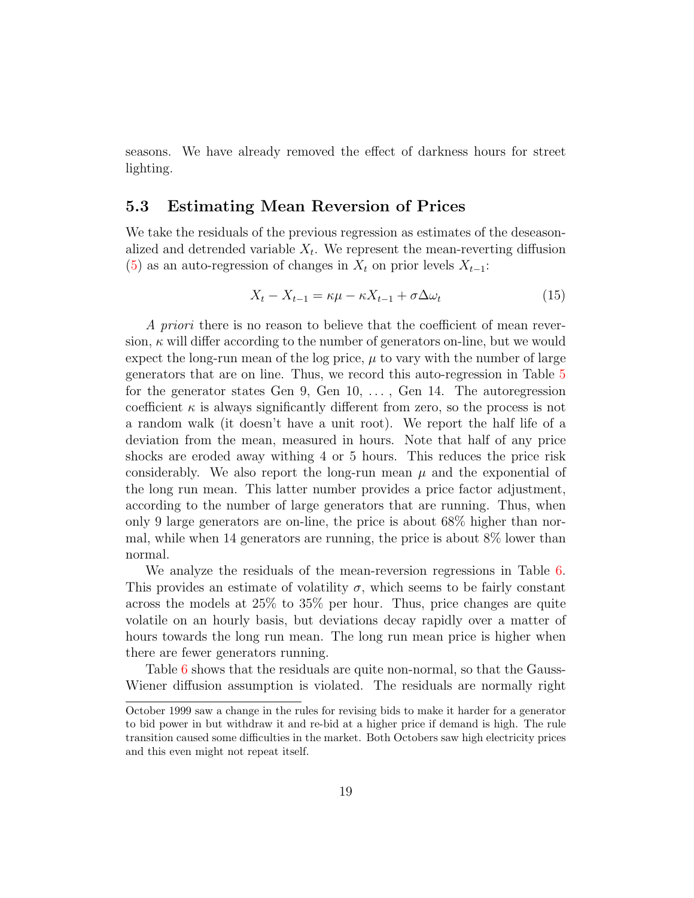seasons. We have already removed the effect of darkness hours for street lighting.

### 5.3 Estimating Mean Reversion of Prices

We take the residuals of the previous regression as estimates of the deseasonalized and detrended variable $X_t$. We represent the mean-reverting diffusion (5) as an auto-regression of changes in $X_t$ on prior levels $X_{t-1}$:

$$X_t - X_{t-1} = \kappa\mu - \kappa X_{t-1} + \sigma \Delta\omega_t \tag{15}$$

*A priori* there is no reason to believe that the coefficient of mean reversion, $\kappa$ will differ according to the number of generators on-line, but we would expect the long-run mean of the log price, $\mu$ to vary with the number of large generators that are on line. Thus, we record this auto-regression in Table 5 for the generator states Gen 9, Gen 10, ..., Gen 14. The autoregression coefficient $\kappa$ is always significantly different from zero, so the process is not a random walk (it doesn't have a unit root). We report the half life of a deviation from the mean, measured in hours. Note that half of any price shocks are eroded away withing 4 or 5 hours. This reduces the price risk considerably. We also report the long-run mean $\mu$ and the exponential of the long run mean. This latter number provides a price factor adjustment, according to the number of large generators that are running. Thus, when only 9 large generators are on-line, the price is about 68% higher than normal, while when 14 generators are running, the price is about 8% lower than normal.

We analyze the residuals of the mean-reversion regressions in Table 6. This provides an estimate of volatility $\sigma$, which seems to be fairly constant across the models at 25% to 35% per hour. Thus, price changes are quite volatile on an hourly basis, but deviations decay rapidly over a matter of hours towards the long run mean. The long run mean price is higher when there are fewer generators running.

Table 6 shows that the residuals are quite non-normal, so that the Gauss-Wiener diffusion assumption is violated. The residuals are normally right

October 1999 saw a change in the rules for revising bids to make it harder for a generator to bid power in but withdraw it and re-bid at a higher price if demand is high. The rule transition caused some difficulties in the market. Both Octobers saw high electricity prices and this even might not repeat itself.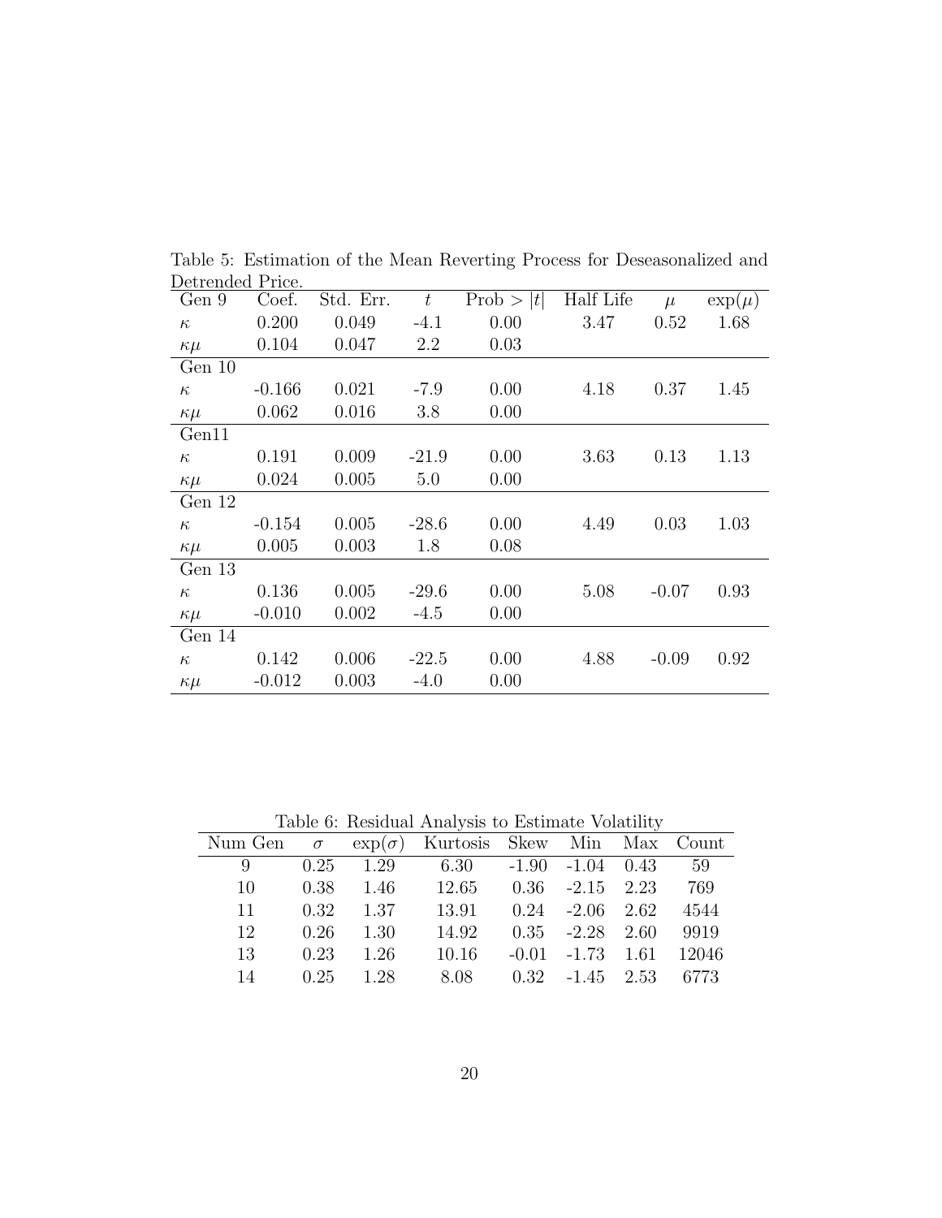Table 5: Estimation of the Mean Reverting Process for Deseasonalized and Detrended Price.

| Gen 9 | Coef. | Std. Err. | $t$ | Prob $> \|t\|$ | Half Life | $\mu$ | $\exp(\mu)$ |
|---|---|---|---|---|---|---|---|
| $\kappa$ | 0.200 | 0.049 | -4.1 | 0.00 | 3.47 | 0.52 | 1.68 |
| $\kappa\mu$ | 0.104 | 0.047 | 2.2 | 0.03 | | | |
| Gen 10 | | | | | | | |
| $\kappa$ | -0.166 | 0.021 | -7.9 | 0.00 | 4.18 | 0.37 | 1.45 |
| $\kappa\mu$ | 0.062 | 0.016 | 3.8 | 0.00 | | | |
| Gen11 | | | | | | | |
| $\kappa$ | 0.191 | 0.009 | -21.9 | 0.00 | 3.63 | 0.13 | 1.13 |
| $\kappa\mu$ | 0.024 | 0.005 | 5.0 | 0.00 | | | |
| Gen 12 | | | | | | | |
| $\kappa$ | -0.154 | 0.005 | -28.6 | 0.00 | 4.49 | 0.03 | 1.03 |
| $\kappa\mu$ | 0.005 | 0.003 | 1.8 | 0.08 | | | |
| Gen 13 | | | | | | | |
| $\kappa$ | 0.136 | 0.005 | -29.6 | 0.00 | 5.08 | -0.07 | 0.93 |
| $\kappa\mu$ | -0.010 | 0.002 | -4.5 | 0.00 | | | |
| Gen 14 | | | | | | | |
| $\kappa$ | 0.142 | 0.006 | -22.5 | 0.00 | 4.88 | -0.09 | 0.92 |
| $\kappa\mu$ | -0.012 | 0.003 | -4.0 | 0.00 | | | |

Table 6: Residual Analysis to Estimate Volatility

| Num Gen | $\sigma$ | $\exp(\sigma)$ | Kurtosis | Skew | Min | Max | Count |
|---|---|---|---|---|---|---|---|
| 9 | 0.25 | 1.29 | 6.30 | -1.90 | -1.04 | 0.43 | 59 |
| 10 | 0.38 | 1.46 | 12.65 | 0.36 | -2.15 | 2.23 | 769 |
| 11 | 0.32 | 1.37 | 13.91 | 0.24 | -2.06 | 2.62 | 4544 |
| 12 | 0.26 | 1.30 | 14.92 | 0.35 | -2.28 | 2.60 | 9919 |
| 13 | 0.23 | 1.26 | 10.16 | -0.01 | -1.73 | 1.61 | 12046 |
| 14 | 0.25 | 1.28 | 8.08 | 0.32 | -1.45 | 2.53 | 6773 |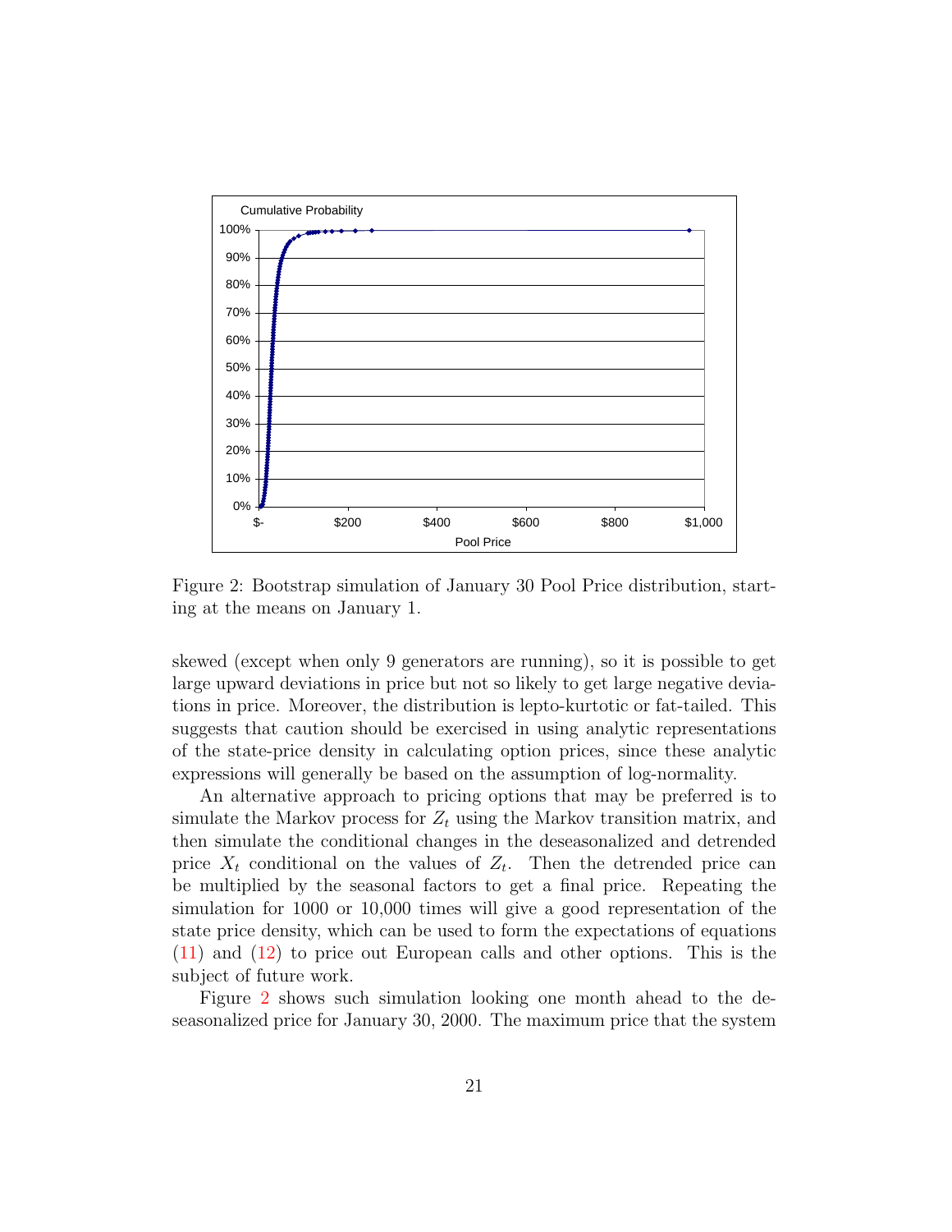Figure 2: Bootstrap simulation of January 30 Pool Price distribution, starting at the means on January 1.

skewed (except when only 9 generators are running), so it is possible to get large upward deviations in price but not so likely to get large negative deviations in price. Moreover, the distribution is lepto-kurtotic or fat-tailed. This suggests that caution should be exercised in using analytic representations of the state-price density in calculating option prices, since these analytic expressions will generally be based on the assumption of log-normality.

An alternative approach to pricing options that may be preferred is to simulate the Markov process for $Z_t$ using the Markov transition matrix, and then simulate the conditional changes in the deseasonalized and detrended price $X_t$ conditional on the values of $Z_t$. Then the detrended price can be multiplied by the seasonal factors to get a final price. Repeating the simulation for 1000 or 10,000 times will give a good representation of the state price density, which can be used to form the expectations of equations (11) and (12) to price out European calls and other options. This is the subject of future work.

Figure 2 shows such simulation looking one month ahead to the deseasonalized price for January 30, 2000. The maximum price that the system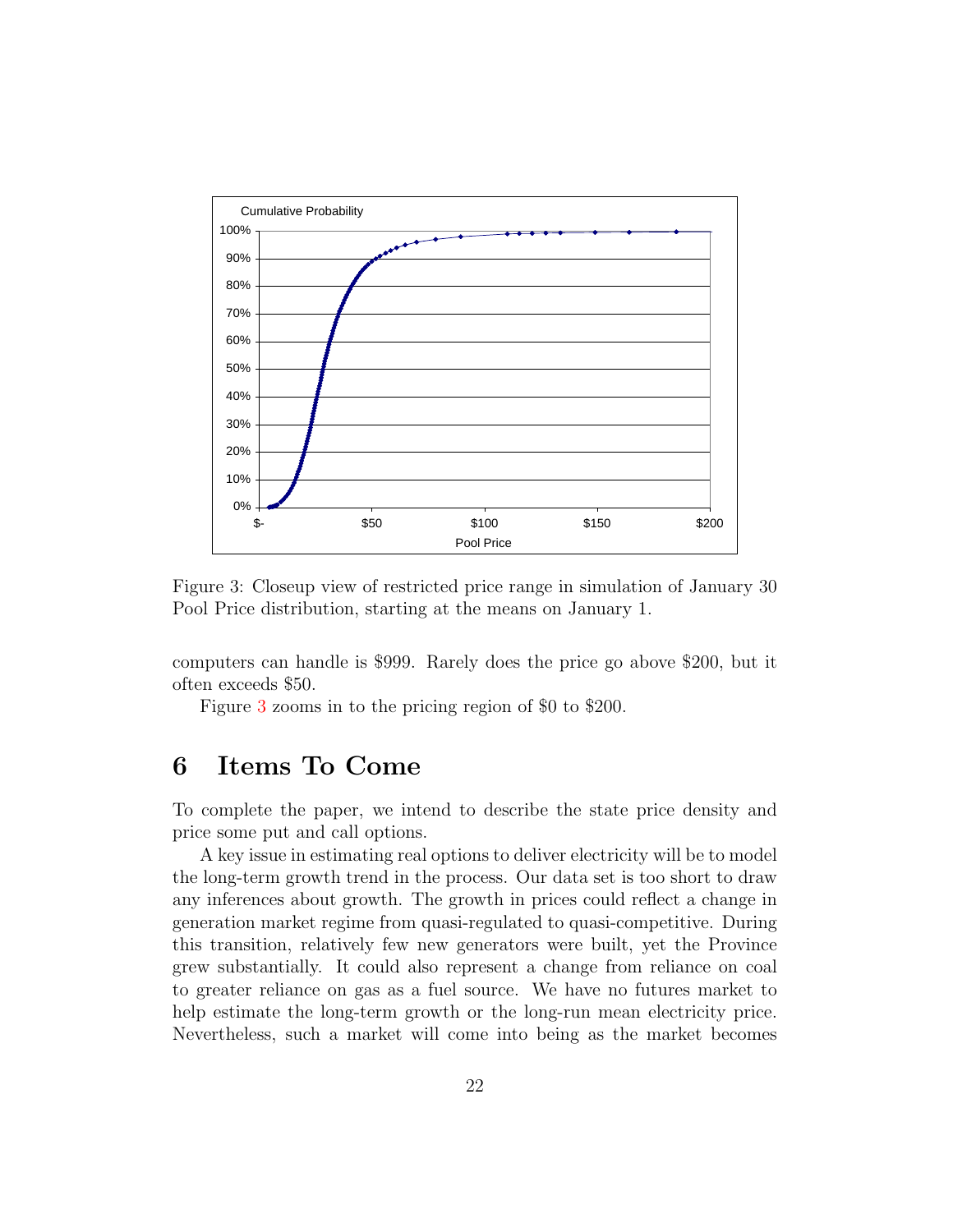Figure 3: Closeup view of restricted price range in simulation of January 30 Pool Price distribution, starting at the means on January 1.

computers can handle is $999. Rarely does the price go above $200, but it often exceeds $50.

Figure 3 zooms in to the pricing region of $0 to $200.

# 6 Items To Come

To complete the paper, we intend to describe the state price density and price some put and call options.

A key issue in estimating real options to deliver electricity will be to model the long-term growth trend in the process. Our data set is too short to draw any inferences about growth. The growth in prices could reflect a change in generation market regime from quasi-regulated to quasi-competitive. During this transition, relatively few new generators were built, yet the Province grew substantially. It could also represent a change from reliance on coal to greater reliance on gas as a fuel source. We have no futures market to help estimate the long-term growth or the long-run mean electricity price. Nevertheless, such a market will come into being as the market becomes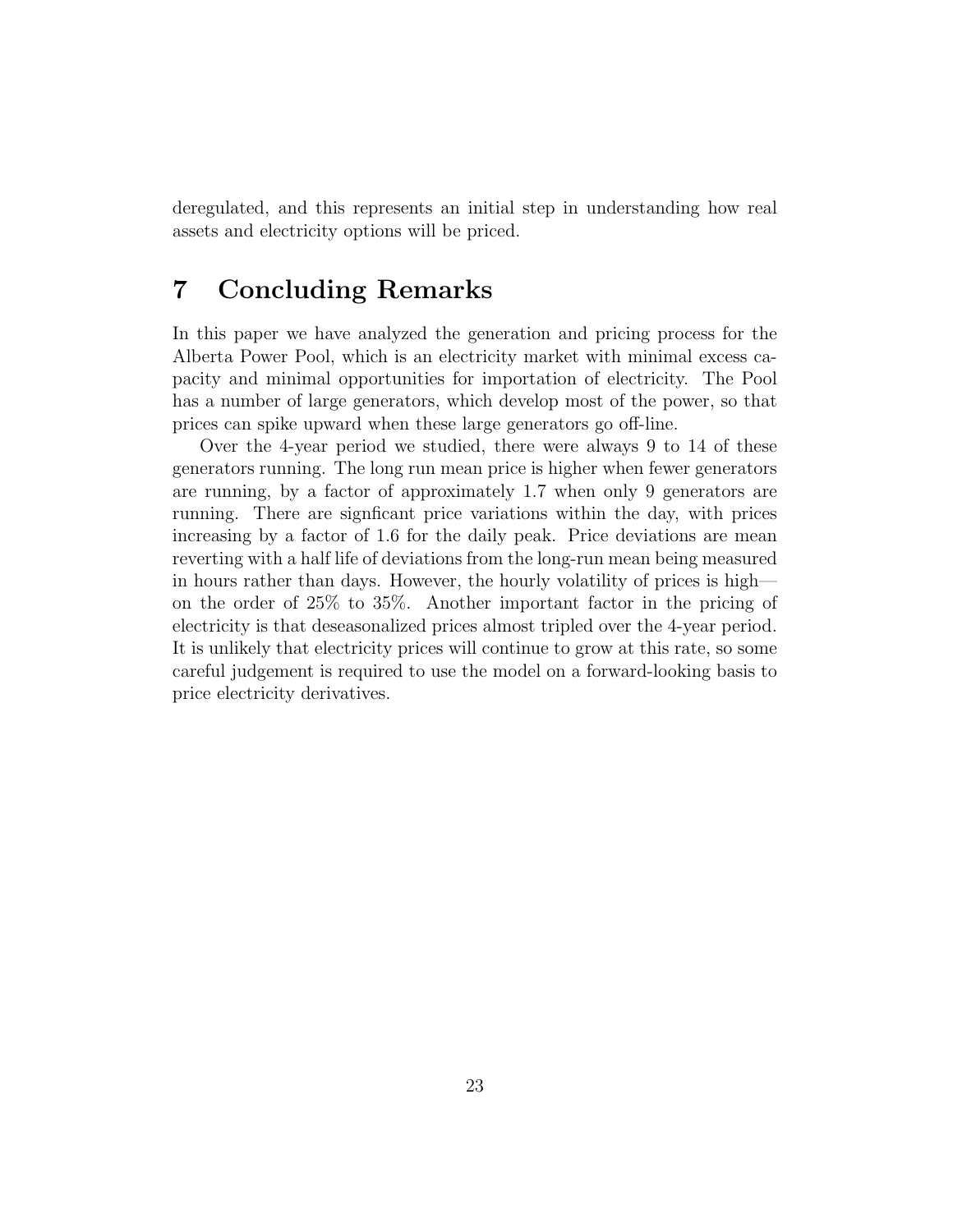deregulated, and this represents an initial step in understanding how real assets and electricity options will be priced.

# 7 Concluding Remarks

In this paper we have analyzed the generation and pricing process for the Alberta Power Pool, which is an electricity market with minimal excess capacity and minimal opportunities for importation of electricity. The Pool has a number of large generators, which develop most of the power, so that prices can spike upward when these large generators go off-line.

Over the 4-year period we studied, there were always 9 to 14 of these generators running. The long run mean price is higher when fewer generators are running, by a factor of approximately 1.7 when only 9 generators are running. There are signficant price variations within the day, with prices increasing by a factor of 1.6 for the daily peak. Price deviations are mean reverting with a half life of deviations from the long-run mean being measured in hours rather than days. However, the hourly volatility of prices is high—on the order of 25% to 35%. Another important factor in the pricing of electricity is that deseasonalized prices almost tripled over the 4-year period. It is unlikely that electricity prices will continue to grow at this rate, so some careful judgement is required to use the model on a forward-looking basis to price electricity derivatives.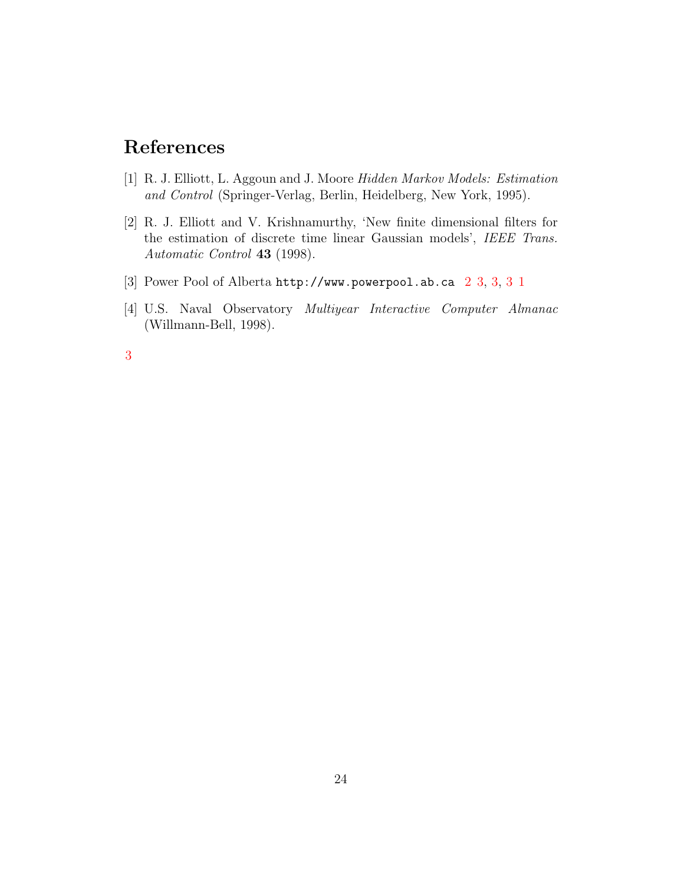# References

[1] R. J. Elliott, L. Aggoun and J. Moore *Hidden Markov Models: Estimation and Control* (Springer-Verlag, Berlin, Heidelberg, New York, 1995).

[2] R. J. Elliott and V. Krishnamurthy, 'New finite dimensional filters for the estimation of discrete time linear Gaussian models', *IEEE Trans. Automatic Control* **43** (1998).

[3] Power Pool of Alberta `http://www.powerpool.ab.ca` 2 3, 3, 3 1

[4] U.S. Naval Observatory *Multiyear Interactive Computer Almanac* (Willmann-Bell, 1998).

3